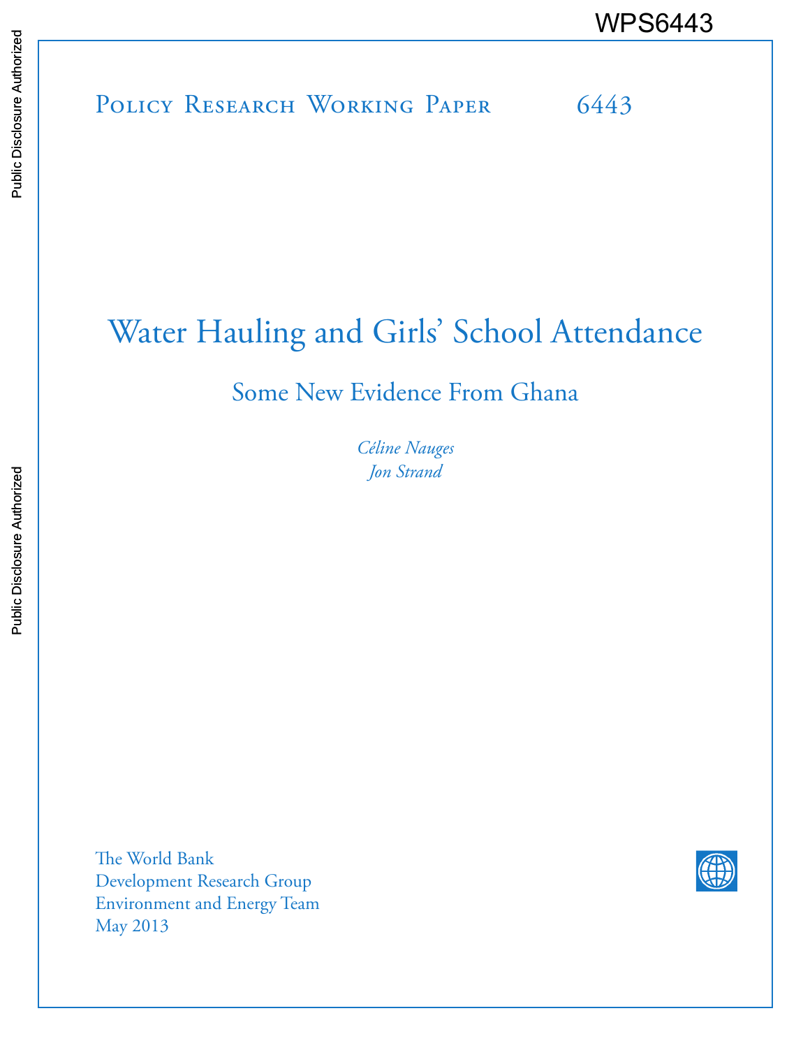WPS6443

Policy Research Working Paper 6443

# Water Hauling and Girls' School Attendance

## Some New Evidence From Ghana

*Céline Nauges*
*Jon Strand*

The World Bank
Development Research Group
Environment and Energy Team
May 2013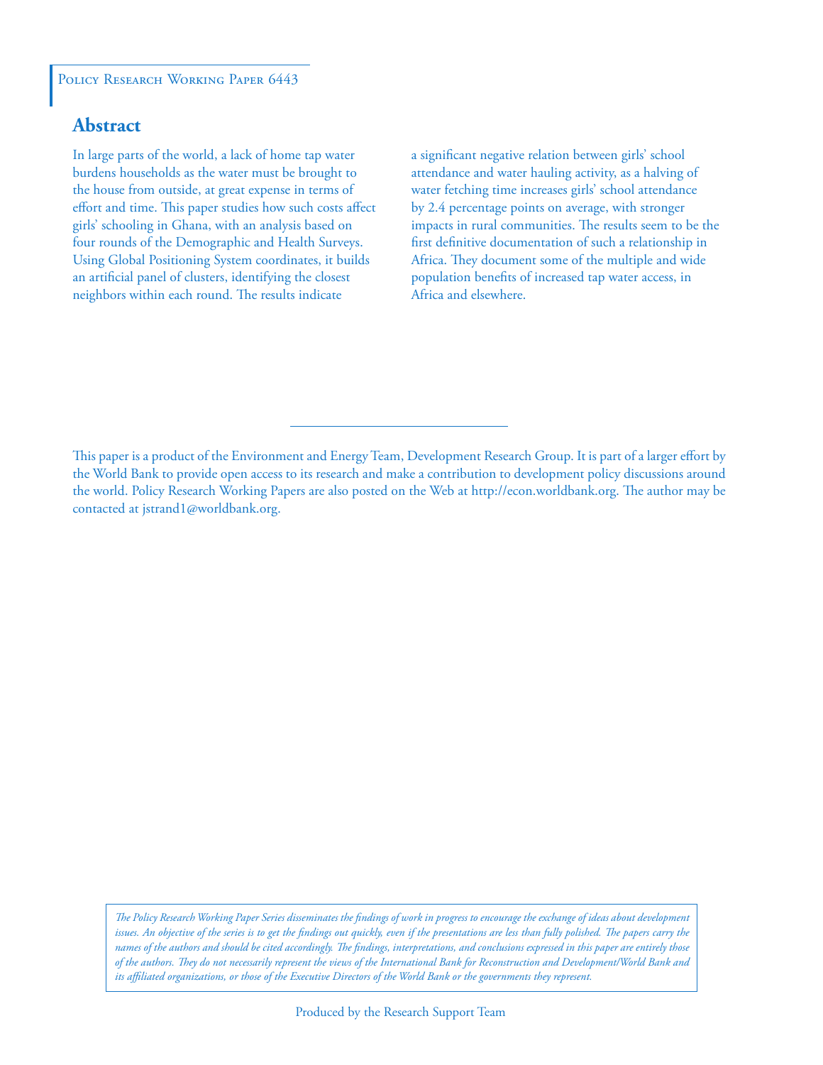Policy Research Working Paper 6443

## Abstract

In large parts of the world, a lack of home tap water burdens households as the water must be brought to the house from outside, at great expense in terms of effort and time. This paper studies how such costs affect girls' schooling in Ghana, with an analysis based on four rounds of the Demographic and Health Surveys. Using Global Positioning System coordinates, it builds an artificial panel of clusters, identifying the closest neighbors within each round. The results indicate a significant negative relation between girls' school attendance and water hauling activity, as a halving of water fetching time increases girls' school attendance by 2.4 percentage points on average, with stronger impacts in rural communities. The results seem to be the first definitive documentation of such a relationship in Africa. They document some of the multiple and wide population benefits of increased tap water access, in Africa and elsewhere.

This paper is a product of the Environment and Energy Team, Development Research Group. It is part of a larger effort by the World Bank to provide open access to its research and make a contribution to development policy discussions around the world. Policy Research Working Papers are also posted on the Web at http://econ.worldbank.org. The author may be contacted at jstrand1@worldbank.org.

*The Policy Research Working Paper Series disseminates the findings of work in progress to encourage the exchange of ideas about development issues. An objective of the series is to get the findings out quickly, even if the presentations are less than fully polished. The papers carry the names of the authors and should be cited accordingly. The findings, interpretations, and conclusions expressed in this paper are entirely those of the authors. They do not necessarily represent the views of the International Bank for Reconstruction and Development/World Bank and its affiliated organizations, or those of the Executive Directors of the World Bank or the governments they represent.*

Produced by the Research Support Team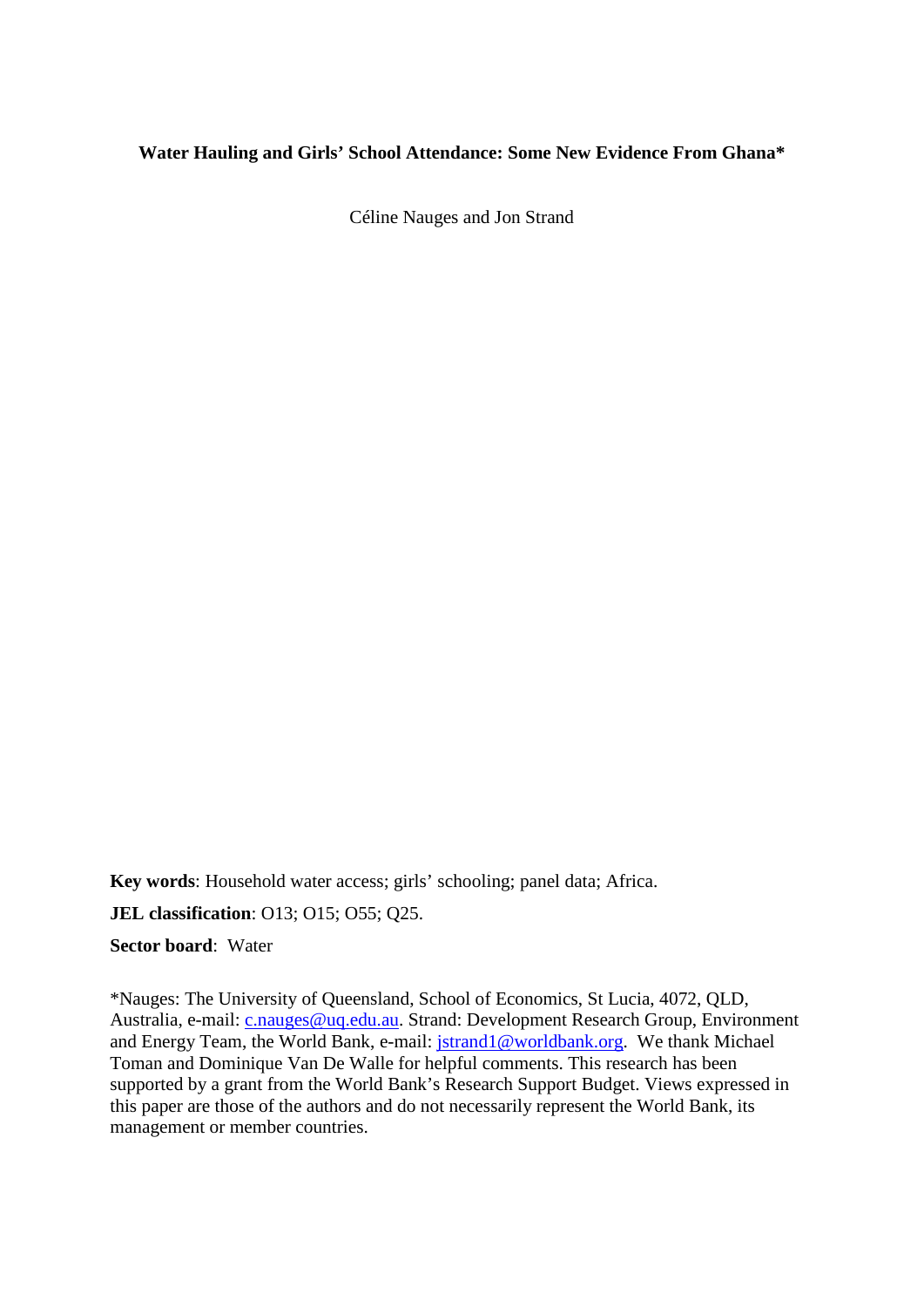**Water Hauling and Girls' School Attendance: Some New Evidence From Ghana***

Céline Nauges and Jon Strand

**Key words**: Household water access; girls' schooling; panel data; Africa.

**JEL classification**: O13; O15; O55; Q25.

**Sector board**: Water

*Nauges: The University of Queensland, School of Economics, St Lucia, 4072, QLD, Australia, e-mail: c.nauges@uq.edu.au. Strand: Development Research Group, Environment and Energy Team, the World Bank, e-mail: jstrand1@worldbank.org. We thank Michael Toman and Dominique Van De Walle for helpful comments. This research has been supported by a grant from the World Bank's Research Support Budget. Views expressed in this paper are those of the authors and do not necessarily represent the World Bank, its management or member countries.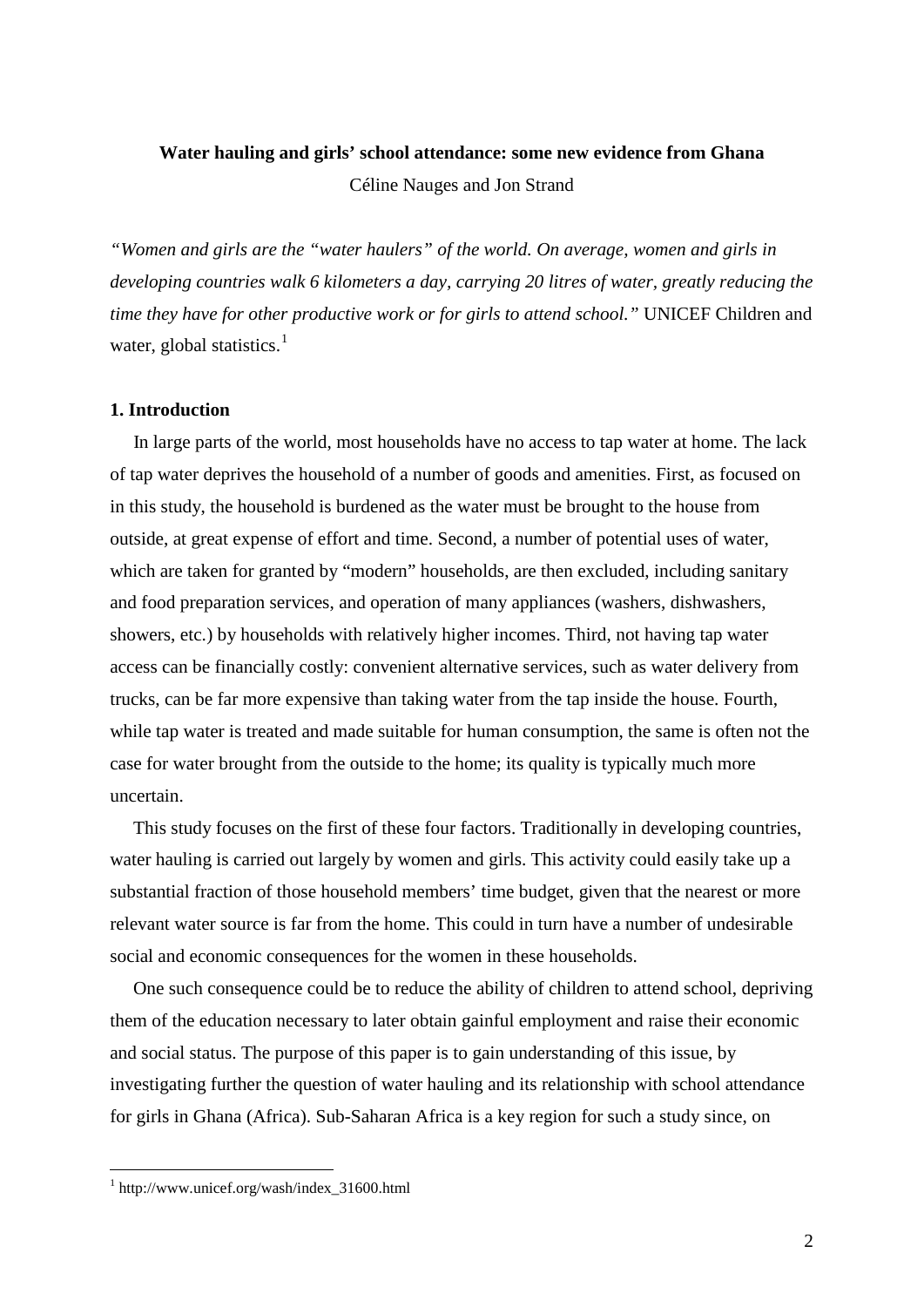**Water hauling and girls' school attendance: some new evidence from Ghana**

Céline Nauges and Jon Strand

*"Women and girls are the "water haulers" of the world. On average, women and girls in developing countries walk 6 kilometers a day, carrying 20 litres of water, greatly reducing the time they have for other productive work or for girls to attend school."* UNICEF Children and water, global statistics.[1]

## 1. Introduction

In large parts of the world, most households have no access to tap water at home. The lack of tap water deprives the household of a number of goods and amenities. First, as focused on in this study, the household is burdened as the water must be brought to the house from outside, at great expense of effort and time. Second, a number of potential uses of water, which are taken for granted by "modern" households, are then excluded, including sanitary and food preparation services, and operation of many appliances (washers, dishwashers, showers, etc.) by households with relatively higher incomes. Third, not having tap water access can be financially costly: convenient alternative services, such as water delivery from trucks, can be far more expensive than taking water from the tap inside the house. Fourth, while tap water is treated and made suitable for human consumption, the same is often not the case for water brought from the outside to the home; its quality is typically much more uncertain.

This study focuses on the first of these four factors. Traditionally in developing countries, water hauling is carried out largely by women and girls. This activity could easily take up a substantial fraction of those household members' time budget, given that the nearest or more relevant water source is far from the home. This could in turn have a number of undesirable social and economic consequences for the women in these households.

One such consequence could be to reduce the ability of children to attend school, depriving them of the education necessary to later obtain gainful employment and raise their economic and social status. The purpose of this paper is to gain understanding of this issue, by investigating further the question of water hauling and its relationship with school attendance for girls in Ghana (Africa). Sub-Saharan Africa is a key region for such a study since, on

[1] http://www.unicef.org/wash/index_31600.html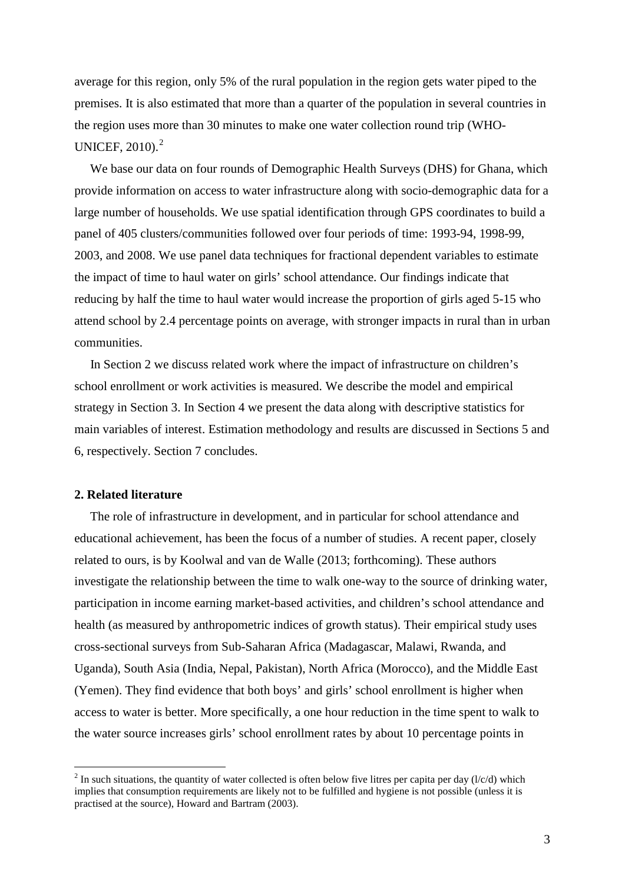average for this region, only 5% of the rural population in the region gets water piped to the premises. It is also estimated that more than a quarter of the population in several countries in the region uses more than 30 minutes to make one water collection round trip (WHO-UNICEF, 2010).[2]

We base our data on four rounds of Demographic Health Surveys (DHS) for Ghana, which provide information on access to water infrastructure along with socio-demographic data for a large number of households. We use spatial identification through GPS coordinates to build a panel of 405 clusters/communities followed over four periods of time: 1993-94, 1998-99, 2003, and 2008. We use panel data techniques for fractional dependent variables to estimate the impact of time to haul water on girls' school attendance. Our findings indicate that reducing by half the time to haul water would increase the proportion of girls aged 5-15 who attend school by 2.4 percentage points on average, with stronger impacts in rural than in urban communities.

In Section 2 we discuss related work where the impact of infrastructure on children's school enrollment or work activities is measured. We describe the model and empirical strategy in Section 3. In Section 4 we present the data along with descriptive statistics for main variables of interest. Estimation methodology and results are discussed in Sections 5 and 6, respectively. Section 7 concludes.

## 2. Related literature

The role of infrastructure in development, and in particular for school attendance and educational achievement, has been the focus of a number of studies. A recent paper, closely related to ours, is by Koolwal and van de Walle (2013; forthcoming). These authors investigate the relationship between the time to walk one-way to the source of drinking water, participation in income earning market-based activities, and children's school attendance and health (as measured by anthropometric indices of growth status). Their empirical study uses cross-sectional surveys from Sub-Saharan Africa (Madagascar, Malawi, Rwanda, and Uganda), South Asia (India, Nepal, Pakistan), North Africa (Morocco), and the Middle East (Yemen). They find evidence that both boys' and girls' school enrollment is higher when access to water is better. More specifically, a one hour reduction in the time spent to walk to the water source increases girls' school enrollment rates by about 10 percentage points in

[2] In such situations, the quantity of water collected is often below five litres per capita per day (l/c/d) which implies that consumption requirements are likely not to be fulfilled and hygiene is not possible (unless it is practised at the source), Howard and Bartram (2003).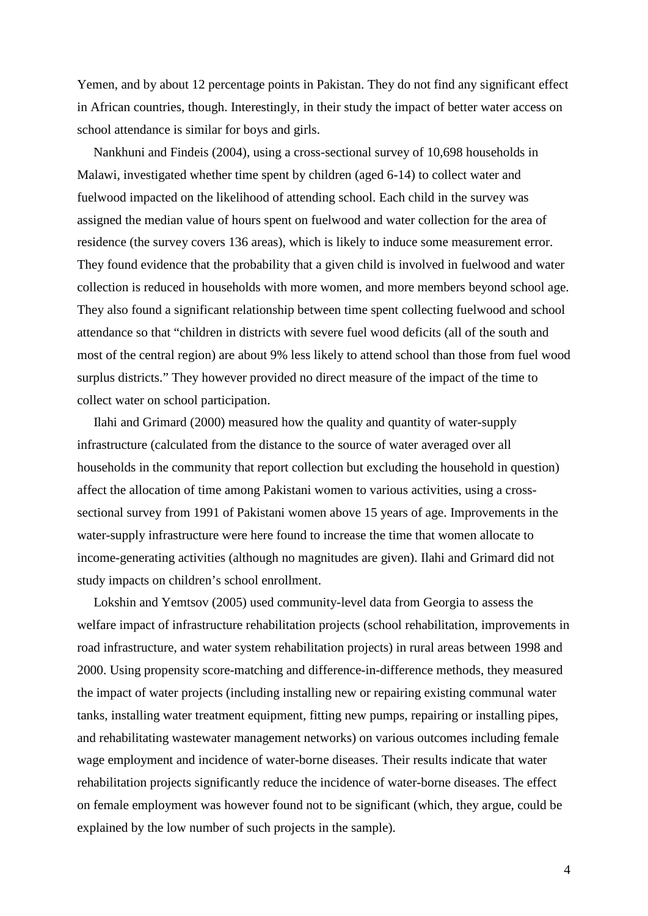Yemen, and by about 12 percentage points in Pakistan. They do not find any significant effect in African countries, though. Interestingly, in their study the impact of better water access on school attendance is similar for boys and girls.

Nankhuni and Findeis (2004), using a cross-sectional survey of 10,698 households in Malawi, investigated whether time spent by children (aged 6-14) to collect water and fuelwood impacted on the likelihood of attending school. Each child in the survey was assigned the median value of hours spent on fuelwood and water collection for the area of residence (the survey covers 136 areas), which is likely to induce some measurement error. They found evidence that the probability that a given child is involved in fuelwood and water collection is reduced in households with more women, and more members beyond school age. They also found a significant relationship between time spent collecting fuelwood and school attendance so that "children in districts with severe fuel wood deficits (all of the south and most of the central region) are about 9% less likely to attend school than those from fuel wood surplus districts." They however provided no direct measure of the impact of the time to collect water on school participation.

Ilahi and Grimard (2000) measured how the quality and quantity of water-supply infrastructure (calculated from the distance to the source of water averaged over all households in the community that report collection but excluding the household in question) affect the allocation of time among Pakistani women to various activities, using a cross-sectional survey from 1991 of Pakistani women above 15 years of age. Improvements in the water-supply infrastructure were here found to increase the time that women allocate to income-generating activities (although no magnitudes are given). Ilahi and Grimard did not study impacts on children's school enrollment.

Lokshin and Yemtsov (2005) used community-level data from Georgia to assess the welfare impact of infrastructure rehabilitation projects (school rehabilitation, improvements in road infrastructure, and water system rehabilitation projects) in rural areas between 1998 and 2000. Using propensity score-matching and difference-in-difference methods, they measured the impact of water projects (including installing new or repairing existing communal water tanks, installing water treatment equipment, fitting new pumps, repairing or installing pipes, and rehabilitating wastewater management networks) on various outcomes including female wage employment and incidence of water-borne diseases. Their results indicate that water rehabilitation projects significantly reduce the incidence of water-borne diseases. The effect on female employment was however found not to be significant (which, they argue, could be explained by the low number of such projects in the sample).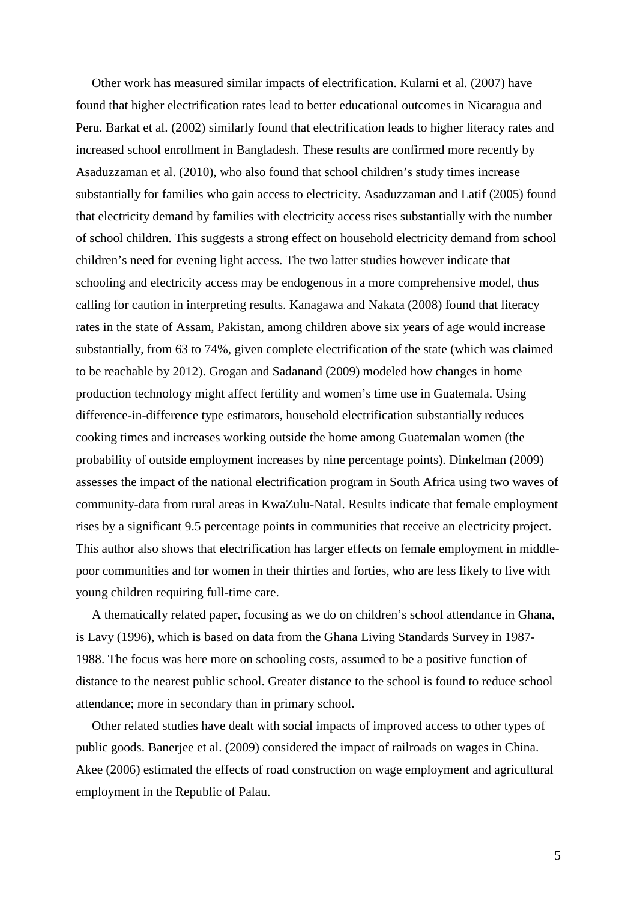Other work has measured similar impacts of electrification. Kularni et al. (2007) have found that higher electrification rates lead to better educational outcomes in Nicaragua and Peru. Barkat et al. (2002) similarly found that electrification leads to higher literacy rates and increased school enrollment in Bangladesh. These results are confirmed more recently by Asaduzzaman et al. (2010), who also found that school children's study times increase substantially for families who gain access to electricity. Asaduzzaman and Latif (2005) found that electricity demand by families with electricity access rises substantially with the number of school children. This suggests a strong effect on household electricity demand from school children's need for evening light access. The two latter studies however indicate that schooling and electricity access may be endogenous in a more comprehensive model, thus calling for caution in interpreting results. Kanagawa and Nakata (2008) found that literacy rates in the state of Assam, Pakistan, among children above six years of age would increase substantially, from 63 to 74%, given complete electrification of the state (which was claimed to be reachable by 2012). Grogan and Sadanand (2009) modeled how changes in home production technology might affect fertility and women's time use in Guatemala. Using difference-in-difference type estimators, household electrification substantially reduces cooking times and increases working outside the home among Guatemalan women (the probability of outside employment increases by nine percentage points). Dinkelman (2009) assesses the impact of the national electrification program in South Africa using two waves of community-data from rural areas in KwaZulu-Natal. Results indicate that female employment rises by a significant 9.5 percentage points in communities that receive an electricity project. This author also shows that electrification has larger effects on female employment in middle-poor communities and for women in their thirties and forties, who are less likely to live with young children requiring full-time care.

A thematically related paper, focusing as we do on children's school attendance in Ghana, is Lavy (1996), which is based on data from the Ghana Living Standards Survey in 1987-1988. The focus was here more on schooling costs, assumed to be a positive function of distance to the nearest public school. Greater distance to the school is found to reduce school attendance; more in secondary than in primary school.

Other related studies have dealt with social impacts of improved access to other types of public goods. Banerjee et al. (2009) considered the impact of railroads on wages in China. Akee (2006) estimated the effects of road construction on wage employment and agricultural employment in the Republic of Palau.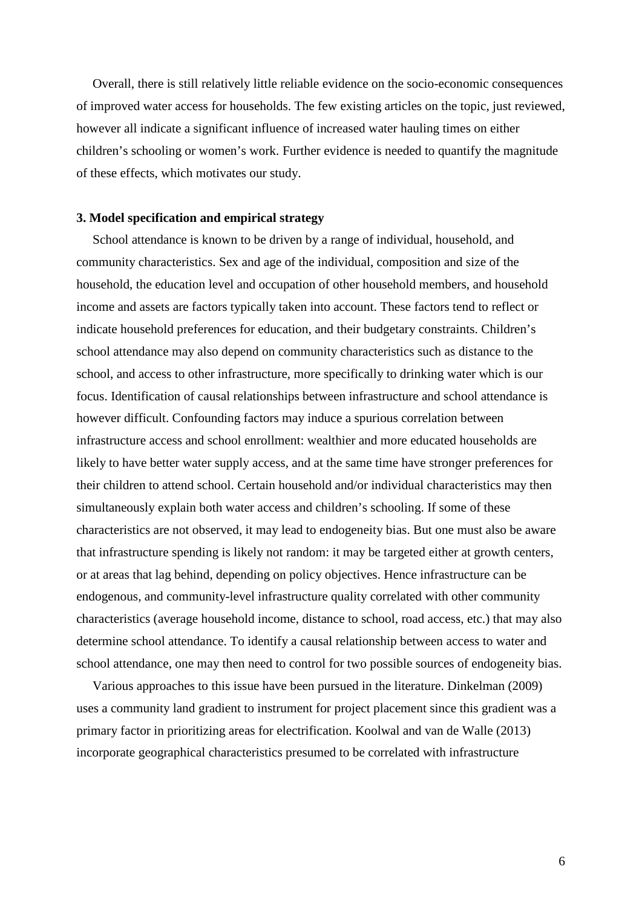Overall, there is still relatively little reliable evidence on the socio-economic consequences of improved water access for households. The few existing articles on the topic, just reviewed, however all indicate a significant influence of increased water hauling times on either children's schooling or women's work. Further evidence is needed to quantify the magnitude of these effects, which motivates our study.

### 3. Model specification and empirical strategy

School attendance is known to be driven by a range of individual, household, and community characteristics. Sex and age of the individual, composition and size of the household, the education level and occupation of other household members, and household income and assets are factors typically taken into account. These factors tend to reflect or indicate household preferences for education, and their budgetary constraints. Children's school attendance may also depend on community characteristics such as distance to the school, and access to other infrastructure, more specifically to drinking water which is our focus. Identification of causal relationships between infrastructure and school attendance is however difficult. Confounding factors may induce a spurious correlation between infrastructure access and school enrollment: wealthier and more educated households are likely to have better water supply access, and at the same time have stronger preferences for their children to attend school. Certain household and/or individual characteristics may then simultaneously explain both water access and children's schooling. If some of these characteristics are not observed, it may lead to endogeneity bias. But one must also be aware that infrastructure spending is likely not random: it may be targeted either at growth centers, or at areas that lag behind, depending on policy objectives. Hence infrastructure can be endogenous, and community-level infrastructure quality correlated with other community characteristics (average household income, distance to school, road access, etc.) that may also determine school attendance. To identify a causal relationship between access to water and school attendance, one may then need to control for two possible sources of endogeneity bias.

Various approaches to this issue have been pursued in the literature. Dinkelman (2009) uses a community land gradient to instrument for project placement since this gradient was a primary factor in prioritizing areas for electrification. Koolwal and van de Walle (2013) incorporate geographical characteristics presumed to be correlated with infrastructure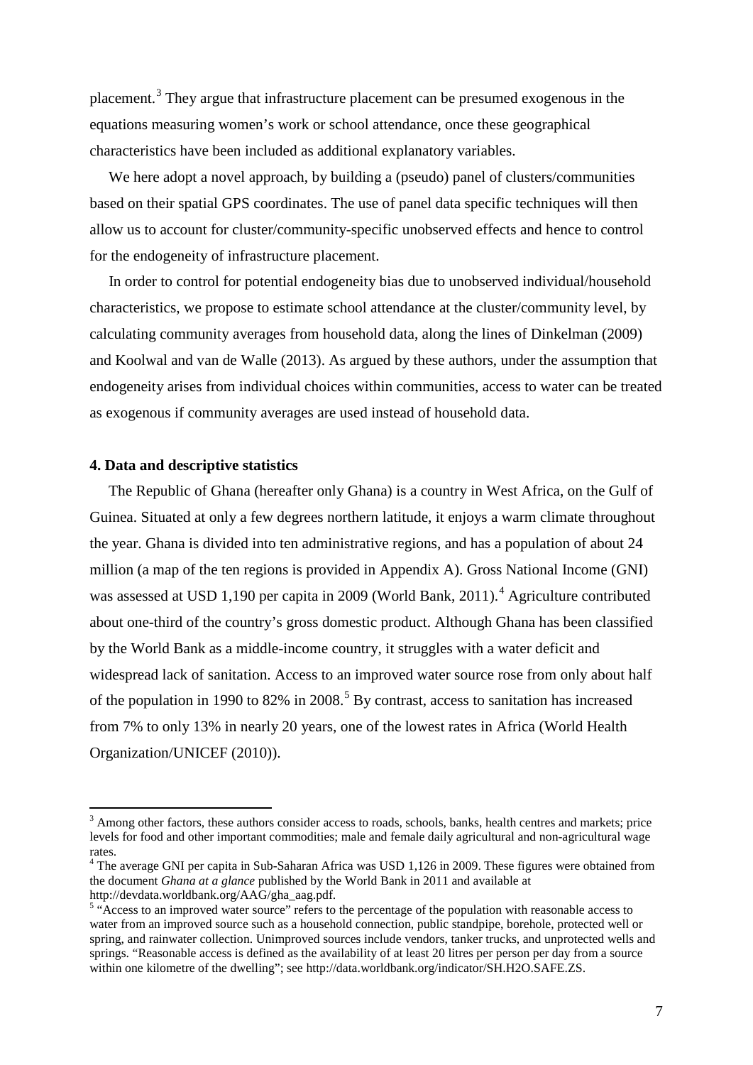placement.[3] They argue that infrastructure placement can be presumed exogenous in the equations measuring women's work or school attendance, once these geographical characteristics have been included as additional explanatory variables.

We here adopt a novel approach, by building a (pseudo) panel of clusters/communities based on their spatial GPS coordinates. The use of panel data specific techniques will then allow us to account for cluster/community-specific unobserved effects and hence to control for the endogeneity of infrastructure placement.

In order to control for potential endogeneity bias due to unobserved individual/household characteristics, we propose to estimate school attendance at the cluster/community level, by calculating community averages from household data, along the lines of Dinkelman (2009) and Koolwal and van de Walle (2013). As argued by these authors, under the assumption that endogeneity arises from individual choices within communities, access to water can be treated as exogenous if community averages are used instead of household data.

## 4. Data and descriptive statistics

The Republic of Ghana (hereafter only Ghana) is a country in West Africa, on the Gulf of Guinea. Situated at only a few degrees northern latitude, it enjoys a warm climate throughout the year. Ghana is divided into ten administrative regions, and has a population of about 24 million (a map of the ten regions is provided in Appendix A). Gross National Income (GNI) was assessed at USD 1,190 per capita in 2009 (World Bank, 2011).[4] Agriculture contributed about one-third of the country's gross domestic product. Although Ghana has been classified by the World Bank as a middle-income country, it struggles with a water deficit and widespread lack of sanitation. Access to an improved water source rose from only about half of the population in 1990 to 82% in 2008.[5] By contrast, access to sanitation has increased from 7% to only 13% in nearly 20 years, one of the lowest rates in Africa (World Health Organization/UNICEF (2010)).

---

[3] Among other factors, these authors consider access to roads, schools, banks, health centres and markets; price levels for food and other important commodities; male and female daily agricultural and non-agricultural wage rates.

[4] The average GNI per capita in Sub-Saharan Africa was USD 1,126 in 2009. These figures were obtained from the document *Ghana at a glance* published by the World Bank in 2011 and available at http://devdata.worldbank.org/AAG/gha_aag.pdf.

[5] "Access to an improved water source" refers to the percentage of the population with reasonable access to water from an improved source such as a household connection, public standpipe, borehole, protected well or spring, and rainwater collection. Unimproved sources include vendors, tanker trucks, and unprotected wells and springs. "Reasonable access is defined as the availability of at least 20 litres per person per day from a source within one kilometre of the dwelling"; see http://data.worldbank.org/indicator/SH.H2O.SAFE.ZS.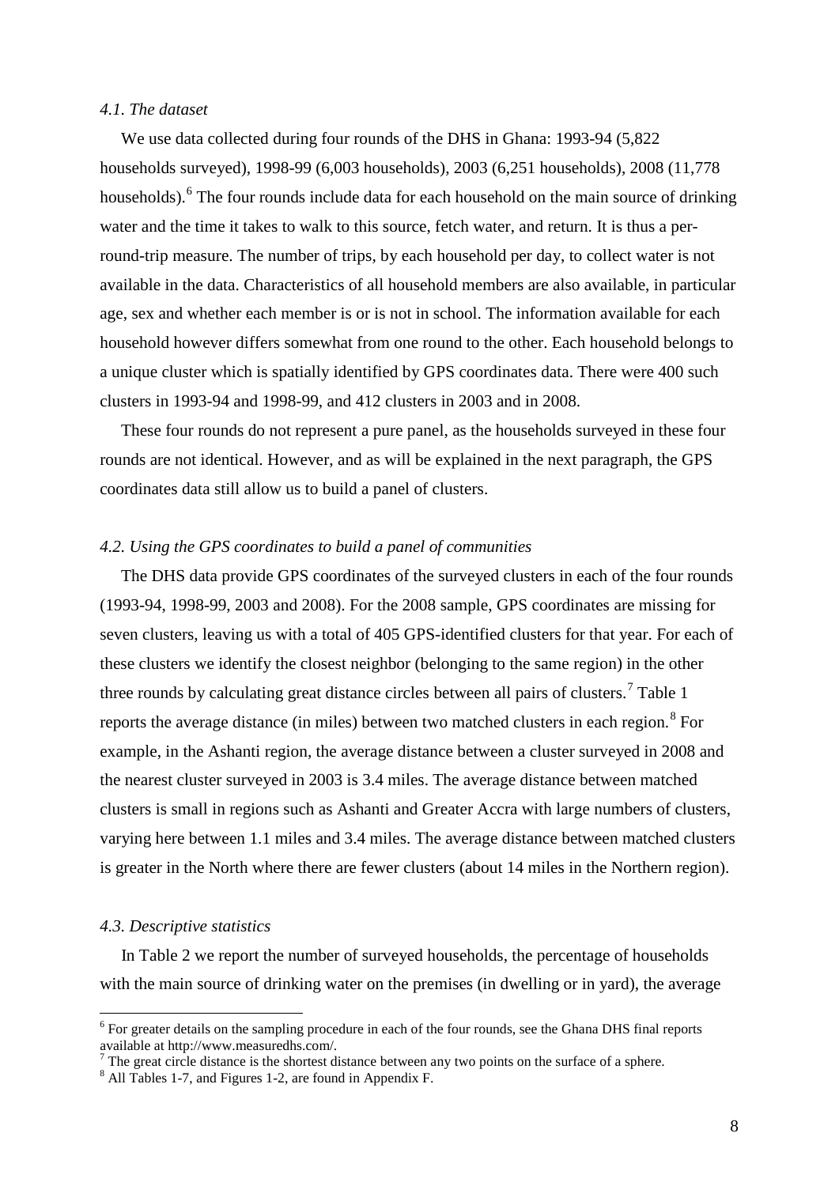### *4.1. The dataset*

We use data collected during four rounds of the DHS in Ghana: 1993-94 (5,822 households surveyed), 1998-99 (6,003 households), 2003 (6,251 households), 2008 (11,778 households).[6] The four rounds include data for each household on the main source of drinking water and the time it takes to walk to this source, fetch water, and return. It is thus a per-round-trip measure. The number of trips, by each household per day, to collect water is not available in the data. Characteristics of all household members are also available, in particular age, sex and whether each member is or is not in school. The information available for each household however differs somewhat from one round to the other. Each household belongs to a unique cluster which is spatially identified by GPS coordinates data. There were 400 such clusters in 1993-94 and 1998-99, and 412 clusters in 2003 and in 2008.

These four rounds do not represent a pure panel, as the households surveyed in these four rounds are not identical. However, and as will be explained in the next paragraph, the GPS coordinates data still allow us to build a panel of clusters.

### *4.2. Using the GPS coordinates to build a panel of communities*

The DHS data provide GPS coordinates of the surveyed clusters in each of the four rounds (1993-94, 1998-99, 2003 and 2008). For the 2008 sample, GPS coordinates are missing for seven clusters, leaving us with a total of 405 GPS-identified clusters for that year. For each of these clusters we identify the closest neighbor (belonging to the same region) in the other three rounds by calculating great distance circles between all pairs of clusters.[7] Table 1 reports the average distance (in miles) between two matched clusters in each region.[8] For example, in the Ashanti region, the average distance between a cluster surveyed in 2008 and the nearest cluster surveyed in 2003 is 3.4 miles. The average distance between matched clusters is small in regions such as Ashanti and Greater Accra with large numbers of clusters, varying here between 1.1 miles and 3.4 miles. The average distance between matched clusters is greater in the North where there are fewer clusters (about 14 miles in the Northern region).

### *4.3. Descriptive statistics*

In Table 2 we report the number of surveyed households, the percentage of households with the main source of drinking water on the premises (in dwelling or in yard), the average

---

[6] For greater details on the sampling procedure in each of the four rounds, see the Ghana DHS final reports available at http://www.measuredhs.com/.

[7] The great circle distance is the shortest distance between any two points on the surface of a sphere.

[8] All Tables 1-7, and Figures 1-2, are found in Appendix F.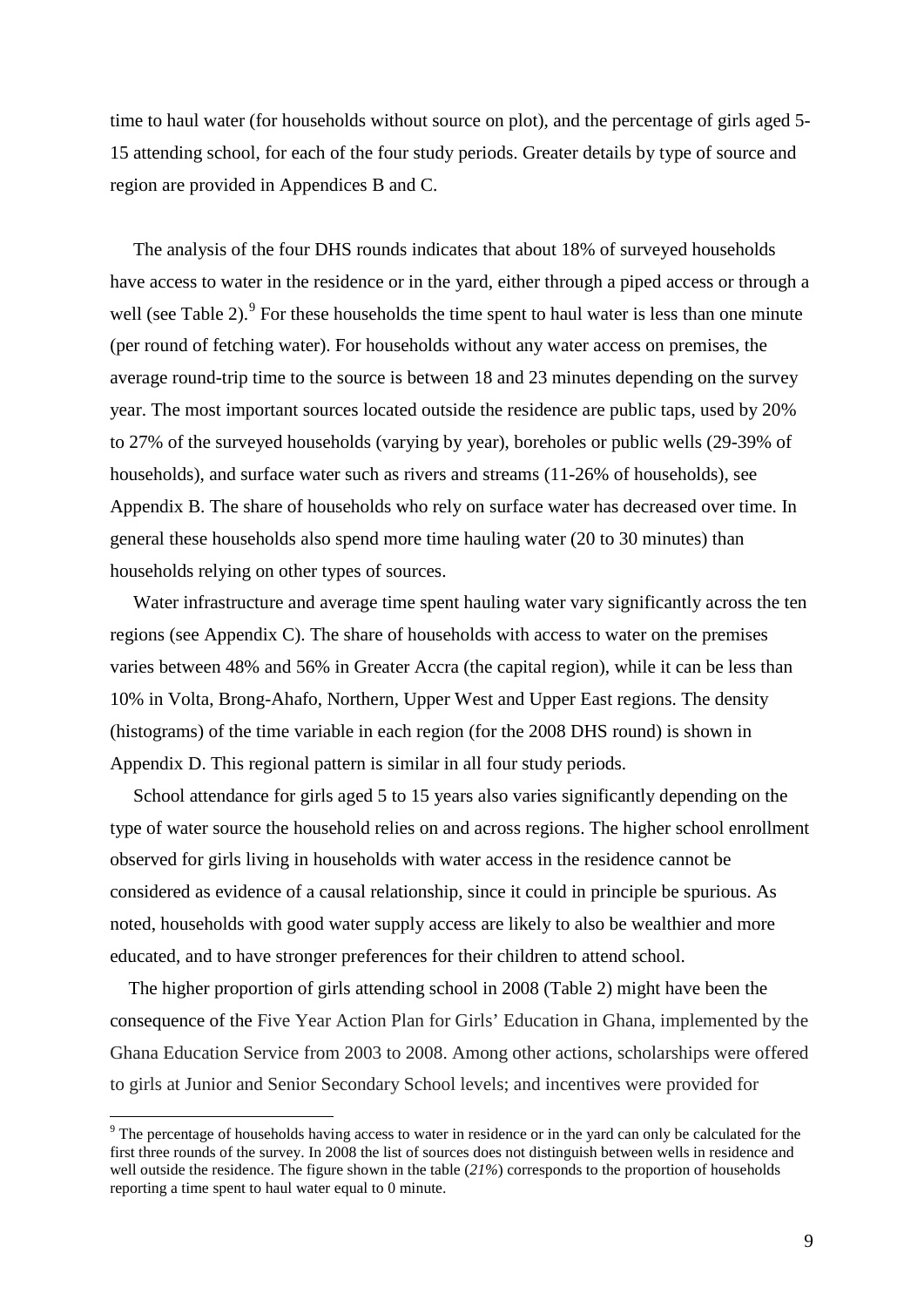time to haul water (for households without source on plot), and the percentage of girls aged 5-15 attending school, for each of the four study periods. Greater details by type of source and region are provided in Appendices B and C.

The analysis of the four DHS rounds indicates that about 18% of surveyed households have access to water in the residence or in the yard, either through a piped access or through a well (see Table 2).[9] For these households the time spent to haul water is less than one minute (per round of fetching water). For households without any water access on premises, the average round-trip time to the source is between 18 and 23 minutes depending on the survey year. The most important sources located outside the residence are public taps, used by 20% to 27% of the surveyed households (varying by year), boreholes or public wells (29-39% of households), and surface water such as rivers and streams (11-26% of households), see Appendix B. The share of households who rely on surface water has decreased over time. In general these households also spend more time hauling water (20 to 30 minutes) than households relying on other types of sources.

Water infrastructure and average time spent hauling water vary significantly across the ten regions (see Appendix C). The share of households with access to water on the premises varies between 48% and 56% in Greater Accra (the capital region), while it can be less than 10% in Volta, Brong-Ahafo, Northern, Upper West and Upper East regions. The density (histograms) of the time variable in each region (for the 2008 DHS round) is shown in Appendix D. This regional pattern is similar in all four study periods.

School attendance for girls aged 5 to 15 years also varies significantly depending on the type of water source the household relies on and across regions. The higher school enrollment observed for girls living in households with water access in the residence cannot be considered as evidence of a causal relationship, since it could in principle be spurious. As noted, households with good water supply access are likely to also be wealthier and more educated, and to have stronger preferences for their children to attend school.

The higher proportion of girls attending school in 2008 (Table 2) might have been the consequence of the Five Year Action Plan for Girls' Education in Ghana, implemented by the Ghana Education Service from 2003 to 2008. Among other actions, scholarships were offered to girls at Junior and Senior Secondary School levels; and incentives were provided for

[9] The percentage of households having access to water in residence or in the yard can only be calculated for the first three rounds of the survey. In 2008 the list of sources does not distinguish between wells in residence and well outside the residence. The figure shown in the table (*21%*) corresponds to the proportion of households reporting a time spent to haul water equal to 0 minute.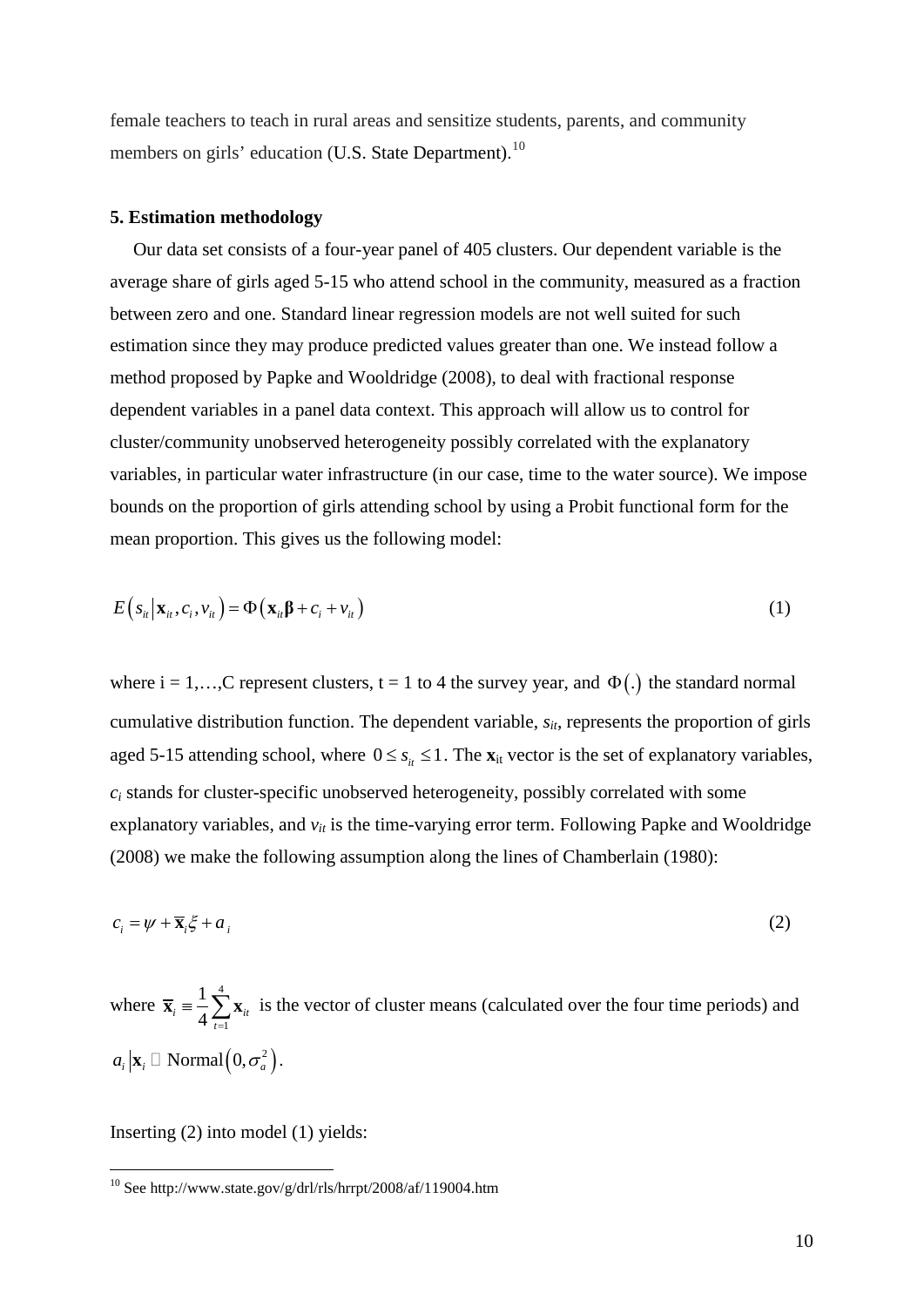female teachers to teach in rural areas and sensitize students, parents, and community members on girls' education (U.S. State Department).[10]

### 5. Estimation methodology

Our data set consists of a four-year panel of 405 clusters. Our dependent variable is the average share of girls aged 5-15 who attend school in the community, measured as a fraction between zero and one. Standard linear regression models are not well suited for such estimation since they may produce predicted values greater than one. We instead follow a method proposed by Papke and Wooldridge (2008), to deal with fractional response dependent variables in a panel data context. This approach will allow us to control for cluster/community unobserved heterogeneity possibly correlated with the explanatory variables, in particular water infrastructure (in our case, time to the water source). We impose bounds on the proportion of girls attending school by using a Probit functional form for the mean proportion. This gives us the following model:

$$E\left(s_{it} \middle| \mathbf{x}_{it}, c_i, v_{it}\right) = \Phi\left(\mathbf{x}_{it}\boldsymbol{\beta} + c_i + v_{it}\right) \tag{1}$$

where i = 1,…,C represent clusters, t = 1 to 4 the survey year, and $\Phi(.)$ the standard normal cumulative distribution function. The dependent variable, $s_{it}$, represents the proportion of girls aged 5-15 attending school, where $0 \le s_{it} \le 1$. The $\mathbf{x}_{it}$ vector is the set of explanatory variables, $c_i$ stands for cluster-specific unobserved heterogeneity, possibly correlated with some explanatory variables, and $v_{it}$ is the time-varying error term. Following Papke and Wooldridge (2008) we make the following assumption along the lines of Chamberlain (1980):

$$c_i = \psi + \overline{\mathbf{x}}_i \xi + a_i \tag{2}$$

where $\overline{\mathbf{x}}_i \equiv \frac{1}{4}\sum_{t=1}^{4} \mathbf{x}_{it}$ is the vector of cluster means (calculated over the four time periods) and $a_i \left| \mathbf{x}_i \right. \sim \text{Normal}\left(0, \sigma_a^2\right)$.

Inserting (2) into model (1) yields:

[10] See http://www.state.gov/g/drl/rls/hrrpt/2008/af/119004.htm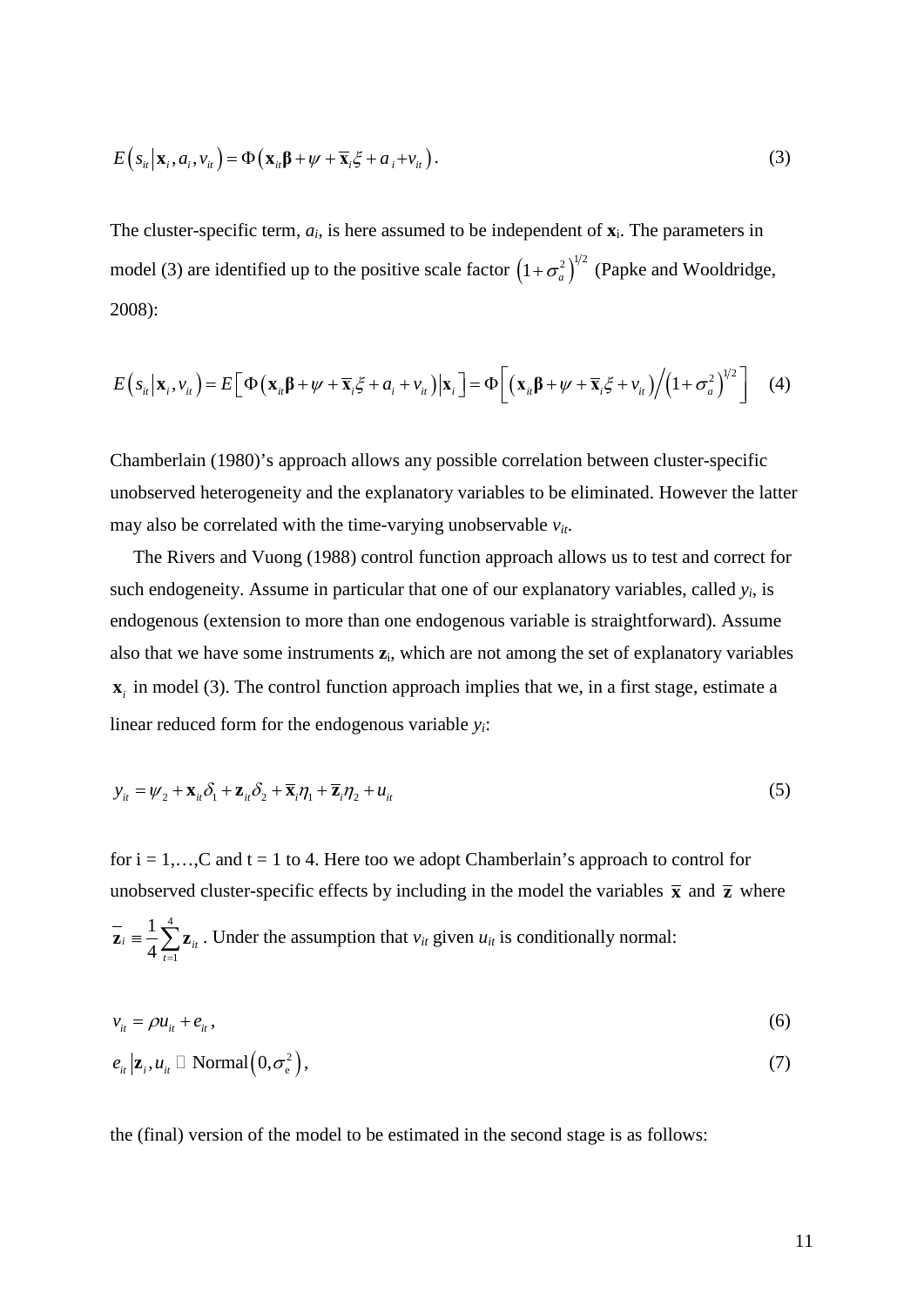$$E\left(s_{it}\middle|\mathbf{x}_i, a_i, v_{it}\right) = \Phi\left(\mathbf{x}_{it}\boldsymbol{\beta} + \psi + \overline{\mathbf{x}}_i\xi + a_i + v_{it}\right). \tag{3}$$

The cluster-specific term, $a_i$, is here assumed to be independent of $\mathbf{x}_i$. The parameters in model (3) are identified up to the positive scale factor $\left(1+\sigma_a^2\right)^{1/2}$ (Papke and Wooldridge, 2008):

$$E\left(s_{it}\middle|\mathbf{x}_i, v_{it}\right) = E\left[\Phi\left(\mathbf{x}_{it}\boldsymbol{\beta} + \psi + \overline{\mathbf{x}}_i\xi + a_i + v_{it}\right)\middle|\mathbf{x}_i\right] = \Phi\left[\left(\mathbf{x}_{it}\boldsymbol{\beta} + \psi + \overline{\mathbf{x}}_i\xi + v_{it}\right)\Big/\left(1+\sigma_a^2\right)^{1/2}\right] \tag{4}$$

Chamberlain (1980)'s approach allows any possible correlation between cluster-specific unobserved heterogeneity and the explanatory variables to be eliminated. However the latter may also be correlated with the time-varying unobservable $v_{it}$.

The Rivers and Vuong (1988) control function approach allows us to test and correct for such endogeneity. Assume in particular that one of our explanatory variables, called $y_i$, is endogenous (extension to more than one endogenous variable is straightforward). Assume also that we have some instruments $\mathbf{z}_i$, which are not among the set of explanatory variables $\mathbf{x}_i$ in model (3). The control function approach implies that we, in a first stage, estimate a linear reduced form for the endogenous variable $y_i$:

$$y_{it} = \psi_2 + \mathbf{x}_{it}\delta_1 + \mathbf{z}_{it}\delta_2 + \overline{\mathbf{x}}_i\eta_1 + \overline{\mathbf{z}}_i\eta_2 + u_{it} \tag{5}$$

for i = 1,…,C and t = 1 to 4. Here too we adopt Chamberlain's approach to control for unobserved cluster-specific effects by including in the model the variables $\overline{\mathbf{x}}$ and $\overline{\mathbf{z}}$ where $\overline{\mathbf{z}}_i \equiv \frac{1}{4}\sum_{t=1}^{4}\mathbf{z}_{it}$. Under the assumption that $v_{it}$ given $u_{it}$ is conditionally normal:

$$v_{it} = \rho u_{it} + e_{it}, \tag{6}$$

$$e_{it}\left|\mathbf{z}_i, u_{it}\right. \sim \text{Normal}\left(0, \sigma_e^2\right), \tag{7}$$

the (final) version of the model to be estimated in the second stage is as follows: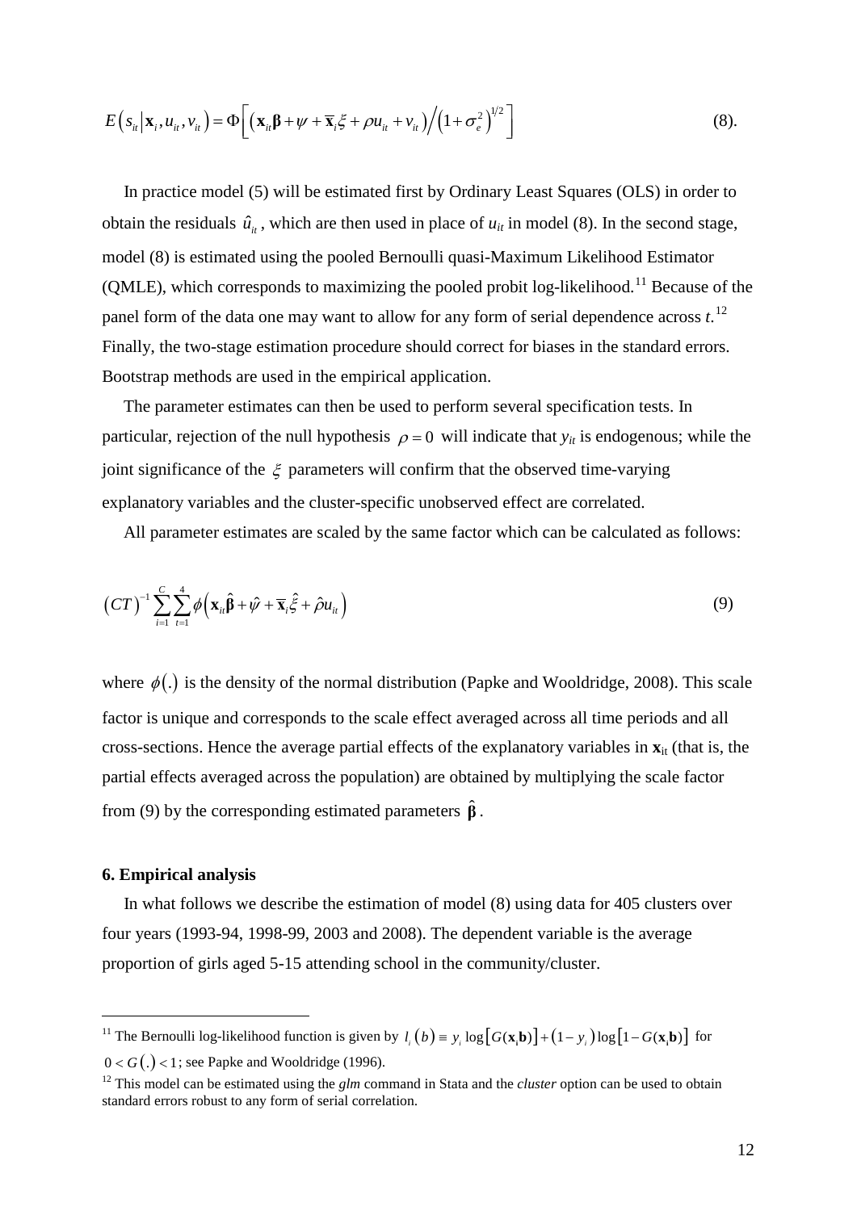$$E\left(s_{it}\left|\mathbf{x}_i, u_{it}, v_{it}\right.\right) = \Phi\left[\left(\mathbf{x}_{it}\boldsymbol{\beta} + \psi + \overline{\mathbf{x}}_i\xi + \rho u_{it} + v_{it}\right)\Big/\left(1+\sigma_e^2\right)^{1/2}\right] \tag{8}$$

In practice model (5) will be estimated first by Ordinary Least Squares (OLS) in order to obtain the residuals $\hat{u}_{it}$, which are then used in place of $u_{it}$ in model (8). In the second stage, model (8) is estimated using the pooled Bernoulli quasi-Maximum Likelihood Estimator (QMLE), which corresponds to maximizing the pooled probit log-likelihood.[11] Because of the panel form of the data one may want to allow for any form of serial dependence across $t$.[12] Finally, the two-stage estimation procedure should correct for biases in the standard errors. Bootstrap methods are used in the empirical application.

The parameter estimates can then be used to perform several specification tests. In particular, rejection of the null hypothesis $\rho = 0$ will indicate that $y_{it}$ is endogenous; while the joint significance of the $\xi$ parameters will confirm that the observed time-varying explanatory variables and the cluster-specific unobserved effect are correlated.

All parameter estimates are scaled by the same factor which can be calculated as follows:

$$\left(CT\right)^{-1}\sum_{i=1}^{C}\sum_{t=1}^{4}\phi\left(\mathbf{x}_{it}\hat{\boldsymbol{\beta}} + \hat{\psi} + \overline{\mathbf{x}}_i\hat{\xi} + \hat{\rho}u_{it}\right) \tag{9}$$

where $\phi(.)$ is the density of the normal distribution (Papke and Wooldridge, 2008). This scale factor is unique and corresponds to the scale effect averaged across all time periods and all cross-sections. Hence the average partial effects of the explanatory variables in $\mathbf{x}_{it}$ (that is, the partial effects averaged across the population) are obtained by multiplying the scale factor from (9) by the corresponding estimated parameters $\hat{\boldsymbol{\beta}}$.

## 6. Empirical analysis

In what follows we describe the estimation of model (8) using data for 405 clusters over four years (1993-94, 1998-99, 2003 and 2008). The dependent variable is the average proportion of girls aged 5-15 attending school in the community/cluster.

---

[11] The Bernoulli log-likelihood function is given by $l_i\left(b\right) \equiv y_i \log\left[G(\mathbf{x_i b})\right] + \left(1-y_i\right)\log\left[1-G(\mathbf{x_i b})\right]$ for $0 < G(.) < 1$; see Papke and Wooldridge (1996).

[12] This model can be estimated using the *glm* command in Stata and the *cluster* option can be used to obtain standard errors robust to any form of serial correlation.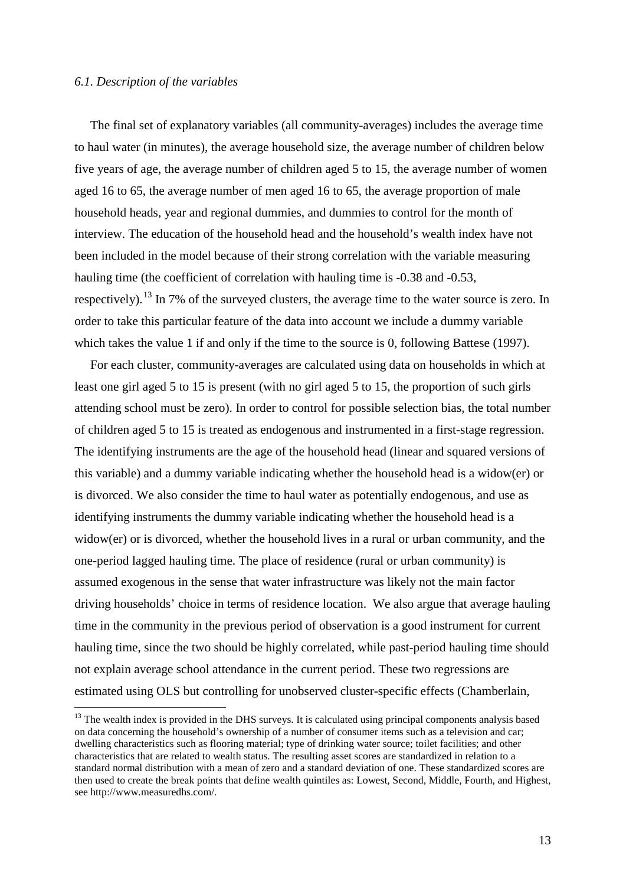### *6.1. Description of the variables*

The final set of explanatory variables (all community-averages) includes the average time to haul water (in minutes), the average household size, the average number of children below five years of age, the average number of children aged 5 to 15, the average number of women aged 16 to 65, the average number of men aged 16 to 65, the average proportion of male household heads, year and regional dummies, and dummies to control for the month of interview. The education of the household head and the household's wealth index have not been included in the model because of their strong correlation with the variable measuring hauling time (the coefficient of correlation with hauling time is -0.38 and -0.53, respectively).[13] In 7% of the surveyed clusters, the average time to the water source is zero. In order to take this particular feature of the data into account we include a dummy variable which takes the value 1 if and only if the time to the source is 0, following Battese (1997).

For each cluster, community-averages are calculated using data on households in which at least one girl aged 5 to 15 is present (with no girl aged 5 to 15, the proportion of such girls attending school must be zero). In order to control for possible selection bias, the total number of children aged 5 to 15 is treated as endogenous and instrumented in a first-stage regression. The identifying instruments are the age of the household head (linear and squared versions of this variable) and a dummy variable indicating whether the household head is a widow(er) or is divorced. We also consider the time to haul water as potentially endogenous, and use as identifying instruments the dummy variable indicating whether the household head is a widow(er) or is divorced, whether the household lives in a rural or urban community, and the one-period lagged hauling time. The place of residence (rural or urban community) is assumed exogenous in the sense that water infrastructure was likely not the main factor driving households' choice in terms of residence location. We also argue that average hauling time in the community in the previous period of observation is a good instrument for current hauling time, since the two should be highly correlated, while past-period hauling time should not explain average school attendance in the current period. These two regressions are estimated using OLS but controlling for unobserved cluster-specific effects (Chamberlain,

[13] The wealth index is provided in the DHS surveys. It is calculated using principal components analysis based on data concerning the household's ownership of a number of consumer items such as a television and car; dwelling characteristics such as flooring material; type of drinking water source; toilet facilities; and other characteristics that are related to wealth status. The resulting asset scores are standardized in relation to a standard normal distribution with a mean of zero and a standard deviation of one. These standardized scores are then used to create the break points that define wealth quintiles as: Lowest, Second, Middle, Fourth, and Highest, see http://www.measuredhs.com/.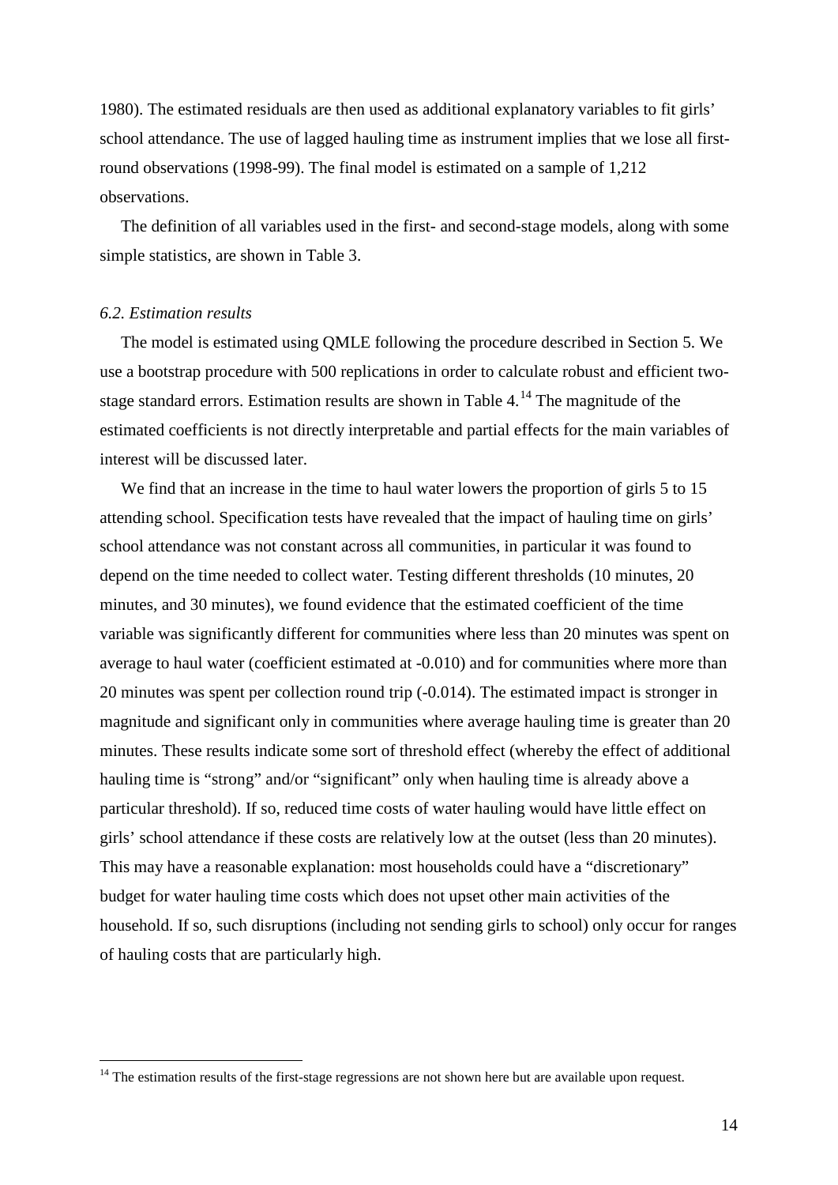1980). The estimated residuals are then used as additional explanatory variables to fit girls' school attendance. The use of lagged hauling time as instrument implies that we lose all first-round observations (1998-99). The final model is estimated on a sample of 1,212 observations.

The definition of all variables used in the first- and second-stage models, along with some simple statistics, are shown in Table 3.

### *6.2. Estimation results*

The model is estimated using QMLE following the procedure described in Section 5. We use a bootstrap procedure with 500 replications in order to calculate robust and efficient two-stage standard errors. Estimation results are shown in Table 4.[14] The magnitude of the estimated coefficients is not directly interpretable and partial effects for the main variables of interest will be discussed later.

We find that an increase in the time to haul water lowers the proportion of girls 5 to 15 attending school. Specification tests have revealed that the impact of hauling time on girls' school attendance was not constant across all communities, in particular it was found to depend on the time needed to collect water. Testing different thresholds (10 minutes, 20 minutes, and 30 minutes), we found evidence that the estimated coefficient of the time variable was significantly different for communities where less than 20 minutes was spent on average to haul water (coefficient estimated at -0.010) and for communities where more than 20 minutes was spent per collection round trip (-0.014). The estimated impact is stronger in magnitude and significant only in communities where average hauling time is greater than 20 minutes. These results indicate some sort of threshold effect (whereby the effect of additional hauling time is "strong" and/or "significant" only when hauling time is already above a particular threshold). If so, reduced time costs of water hauling would have little effect on girls' school attendance if these costs are relatively low at the outset (less than 20 minutes). This may have a reasonable explanation: most households could have a "discretionary" budget for water hauling time costs which does not upset other main activities of the household. If so, such disruptions (including not sending girls to school) only occur for ranges of hauling costs that are particularly high.

[14] The estimation results of the first-stage regressions are not shown here but are available upon request.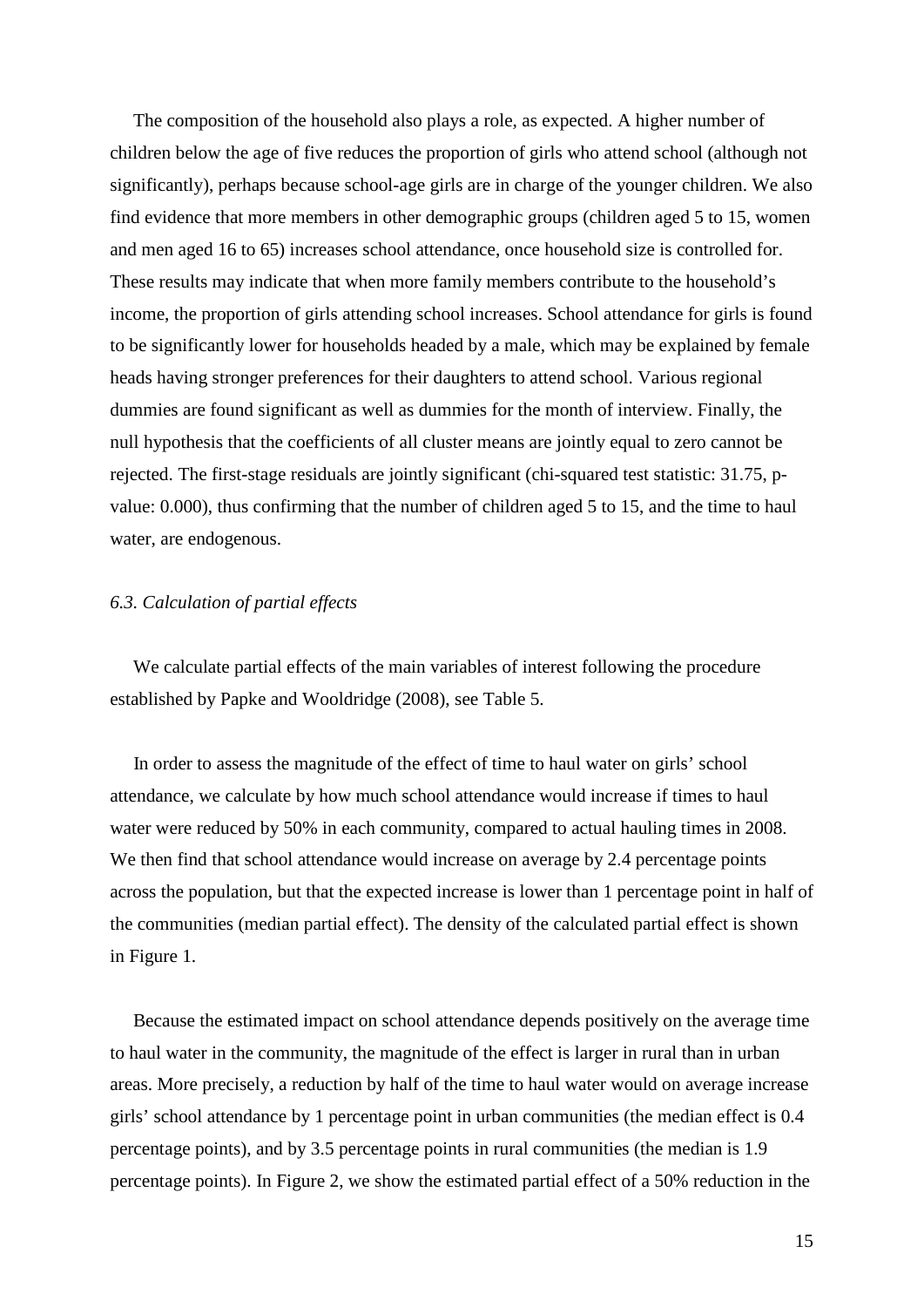The composition of the household also plays a role, as expected. A higher number of children below the age of five reduces the proportion of girls who attend school (although not significantly), perhaps because school-age girls are in charge of the younger children. We also find evidence that more members in other demographic groups (children aged 5 to 15, women and men aged 16 to 65) increases school attendance, once household size is controlled for. These results may indicate that when more family members contribute to the household's income, the proportion of girls attending school increases. School attendance for girls is found to be significantly lower for households headed by a male, which may be explained by female heads having stronger preferences for their daughters to attend school. Various regional dummies are found significant as well as dummies for the month of interview. Finally, the null hypothesis that the coefficients of all cluster means are jointly equal to zero cannot be rejected. The first-stage residuals are jointly significant (chi-squared test statistic: 31.75, p-value: 0.000), thus confirming that the number of children aged 5 to 15, and the time to haul water, are endogenous.

### *6.3. Calculation of partial effects*

We calculate partial effects of the main variables of interest following the procedure established by Papke and Wooldridge (2008), see Table 5.

In order to assess the magnitude of the effect of time to haul water on girls' school attendance, we calculate by how much school attendance would increase if times to haul water were reduced by 50% in each community, compared to actual hauling times in 2008. We then find that school attendance would increase on average by 2.4 percentage points across the population, but that the expected increase is lower than 1 percentage point in half of the communities (median partial effect). The density of the calculated partial effect is shown in Figure 1.

Because the estimated impact on school attendance depends positively on the average time to haul water in the community, the magnitude of the effect is larger in rural than in urban areas. More precisely, a reduction by half of the time to haul water would on average increase girls' school attendance by 1 percentage point in urban communities (the median effect is 0.4 percentage points), and by 3.5 percentage points in rural communities (the median is 1.9 percentage points). In Figure 2, we show the estimated partial effect of a 50% reduction in the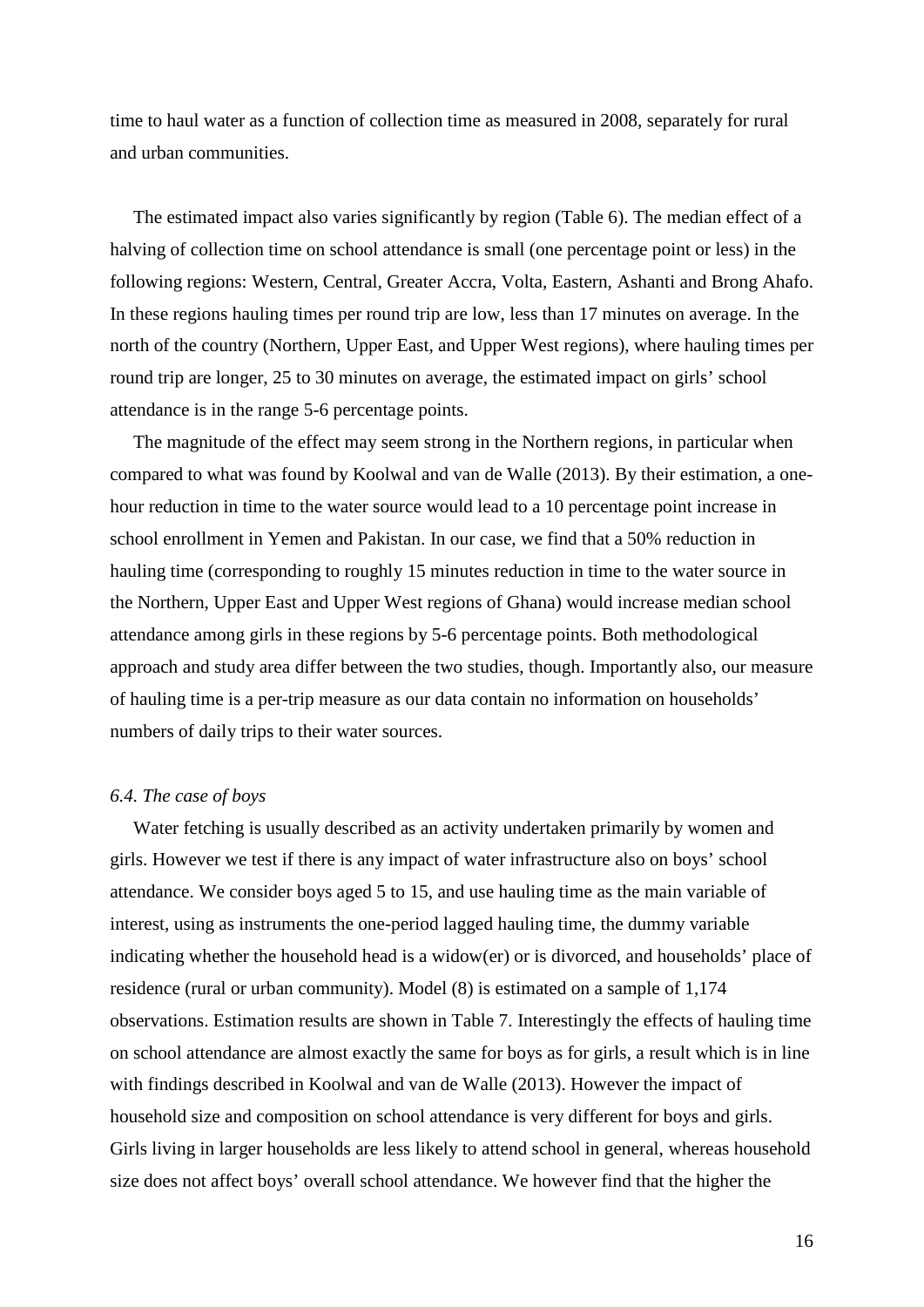time to haul water as a function of collection time as measured in 2008, separately for rural and urban communities.

The estimated impact also varies significantly by region (Table 6). The median effect of a halving of collection time on school attendance is small (one percentage point or less) in the following regions: Western, Central, Greater Accra, Volta, Eastern, Ashanti and Brong Ahafo. In these regions hauling times per round trip are low, less than 17 minutes on average. In the north of the country (Northern, Upper East, and Upper West regions), where hauling times per round trip are longer, 25 to 30 minutes on average, the estimated impact on girls' school attendance is in the range 5-6 percentage points.

The magnitude of the effect may seem strong in the Northern regions, in particular when compared to what was found by Koolwal and van de Walle (2013). By their estimation, a one-hour reduction in time to the water source would lead to a 10 percentage point increase in school enrollment in Yemen and Pakistan. In our case, we find that a 50% reduction in hauling time (corresponding to roughly 15 minutes reduction in time to the water source in the Northern, Upper East and Upper West regions of Ghana) would increase median school attendance among girls in these regions by 5-6 percentage points. Both methodological approach and study area differ between the two studies, though. Importantly also, our measure of hauling time is a per-trip measure as our data contain no information on households' numbers of daily trips to their water sources.

### *6.4. The case of boys*

Water fetching is usually described as an activity undertaken primarily by women and girls. However we test if there is any impact of water infrastructure also on boys' school attendance. We consider boys aged 5 to 15, and use hauling time as the main variable of interest, using as instruments the one-period lagged hauling time, the dummy variable indicating whether the household head is a widow(er) or is divorced, and households' place of residence (rural or urban community). Model (8) is estimated on a sample of 1,174 observations. Estimation results are shown in Table 7. Interestingly the effects of hauling time on school attendance are almost exactly the same for boys as for girls, a result which is in line with findings described in Koolwal and van de Walle (2013). However the impact of household size and composition on school attendance is very different for boys and girls. Girls living in larger households are less likely to attend school in general, whereas household size does not affect boys' overall school attendance. We however find that the higher the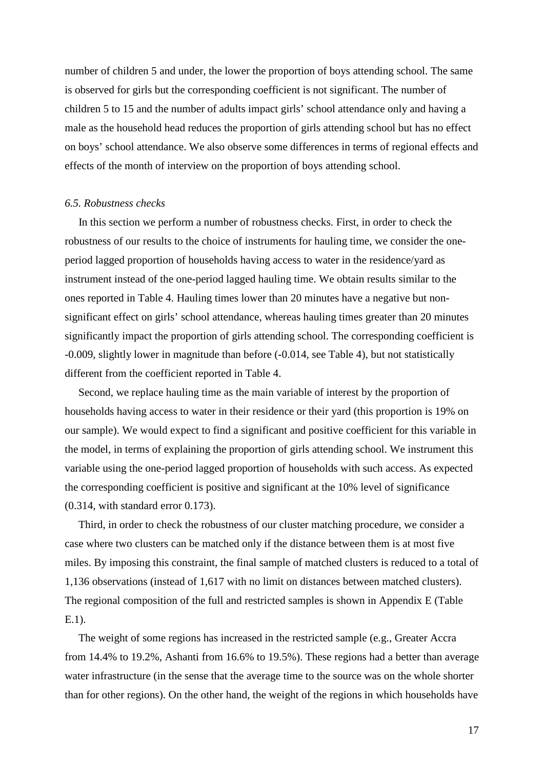number of children 5 and under, the lower the proportion of boys attending school. The same is observed for girls but the corresponding coefficient is not significant. The number of children 5 to 15 and the number of adults impact girls' school attendance only and having a male as the household head reduces the proportion of girls attending school but has no effect on boys' school attendance. We also observe some differences in terms of regional effects and effects of the month of interview on the proportion of boys attending school.

### *6.5. Robustness checks*

In this section we perform a number of robustness checks. First, in order to check the robustness of our results to the choice of instruments for hauling time, we consider the one-period lagged proportion of households having access to water in the residence/yard as instrument instead of the one-period lagged hauling time. We obtain results similar to the ones reported in Table 4. Hauling times lower than 20 minutes have a negative but non-significant effect on girls' school attendance, whereas hauling times greater than 20 minutes significantly impact the proportion of girls attending school. The corresponding coefficient is -0.009, slightly lower in magnitude than before (-0.014, see Table 4), but not statistically different from the coefficient reported in Table 4.

Second, we replace hauling time as the main variable of interest by the proportion of households having access to water in their residence or their yard (this proportion is 19% on our sample). We would expect to find a significant and positive coefficient for this variable in the model, in terms of explaining the proportion of girls attending school. We instrument this variable using the one-period lagged proportion of households with such access. As expected the corresponding coefficient is positive and significant at the 10% level of significance (0.314, with standard error 0.173).

Third, in order to check the robustness of our cluster matching procedure, we consider a case where two clusters can be matched only if the distance between them is at most five miles. By imposing this constraint, the final sample of matched clusters is reduced to a total of 1,136 observations (instead of 1,617 with no limit on distances between matched clusters). The regional composition of the full and restricted samples is shown in Appendix E (Table E.1).

The weight of some regions has increased in the restricted sample (e.g., Greater Accra from 14.4% to 19.2%, Ashanti from 16.6% to 19.5%). These regions had a better than average water infrastructure (in the sense that the average time to the source was on the whole shorter than for other regions). On the other hand, the weight of the regions in which households have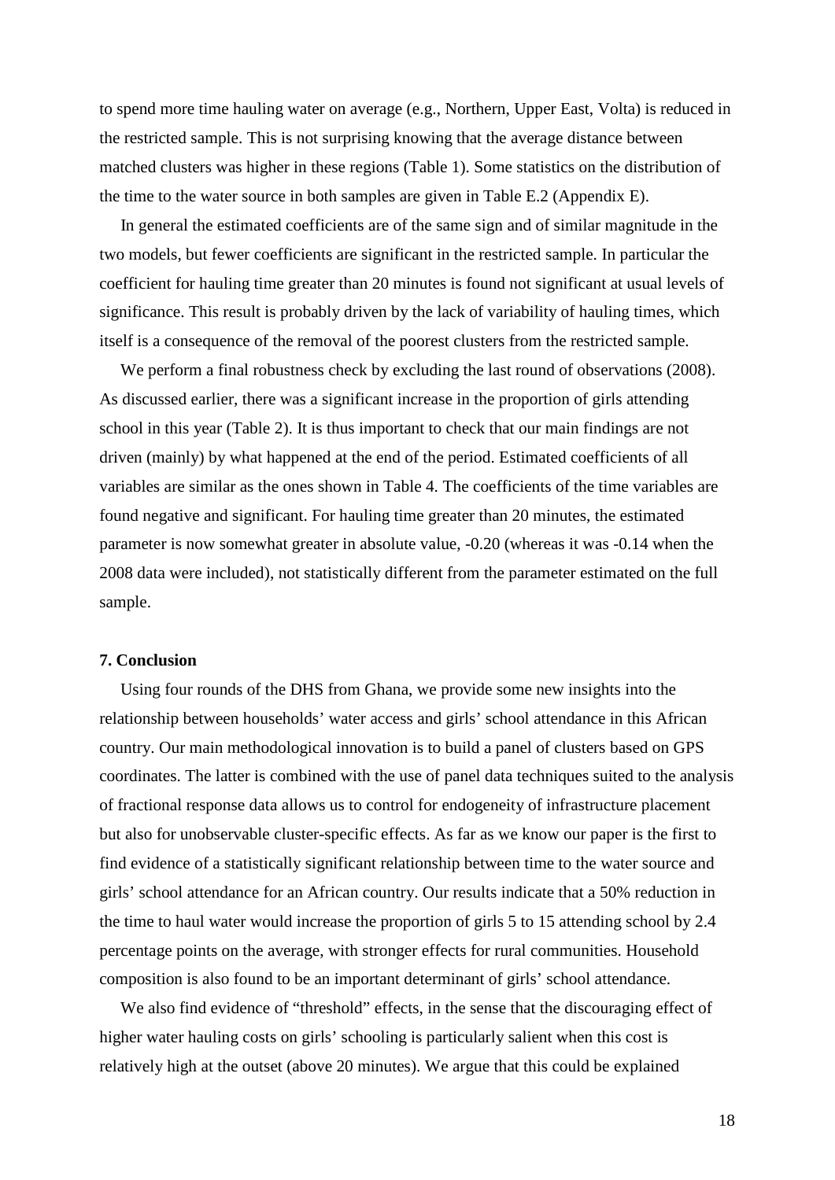to spend more time hauling water on average (e.g., Northern, Upper East, Volta) is reduced in the restricted sample. This is not surprising knowing that the average distance between matched clusters was higher in these regions (Table 1). Some statistics on the distribution of the time to the water source in both samples are given in Table E.2 (Appendix E).

In general the estimated coefficients are of the same sign and of similar magnitude in the two models, but fewer coefficients are significant in the restricted sample. In particular the coefficient for hauling time greater than 20 minutes is found not significant at usual levels of significance. This result is probably driven by the lack of variability of hauling times, which itself is a consequence of the removal of the poorest clusters from the restricted sample.

We perform a final robustness check by excluding the last round of observations (2008). As discussed earlier, there was a significant increase in the proportion of girls attending school in this year (Table 2). It is thus important to check that our main findings are not driven (mainly) by what happened at the end of the period. Estimated coefficients of all variables are similar as the ones shown in Table 4. The coefficients of the time variables are found negative and significant. For hauling time greater than 20 minutes, the estimated parameter is now somewhat greater in absolute value, -0.20 (whereas it was -0.14 when the 2008 data were included), not statistically different from the parameter estimated on the full sample.

## 7. Conclusion

Using four rounds of the DHS from Ghana, we provide some new insights into the relationship between households' water access and girls' school attendance in this African country. Our main methodological innovation is to build a panel of clusters based on GPS coordinates. The latter is combined with the use of panel data techniques suited to the analysis of fractional response data allows us to control for endogeneity of infrastructure placement but also for unobservable cluster-specific effects. As far as we know our paper is the first to find evidence of a statistically significant relationship between time to the water source and girls' school attendance for an African country. Our results indicate that a 50% reduction in the time to haul water would increase the proportion of girls 5 to 15 attending school by 2.4 percentage points on the average, with stronger effects for rural communities. Household composition is also found to be an important determinant of girls' school attendance.

We also find evidence of "threshold" effects, in the sense that the discouraging effect of higher water hauling costs on girls' schooling is particularly salient when this cost is relatively high at the outset (above 20 minutes). We argue that this could be explained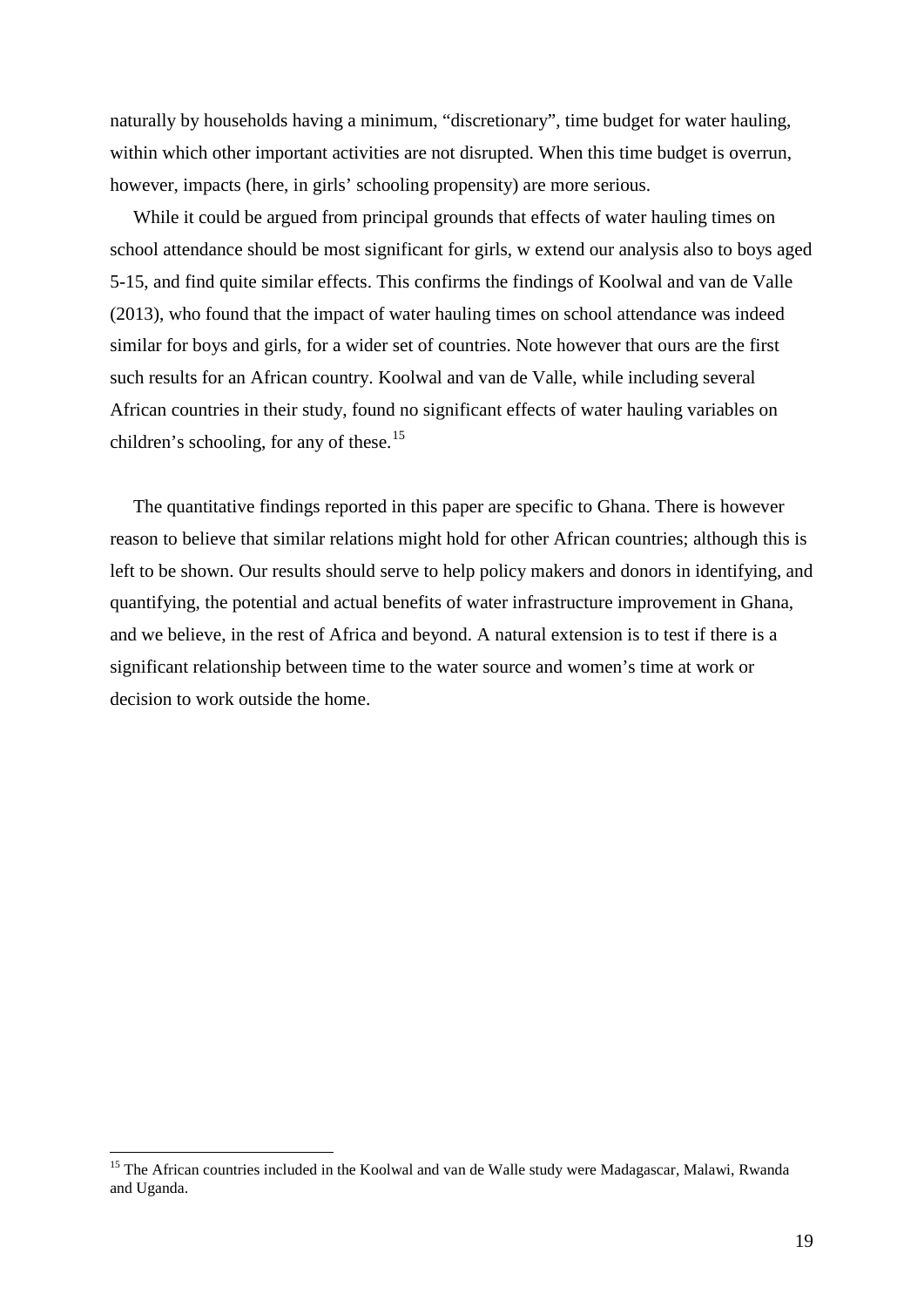naturally by households having a minimum, "discretionary", time budget for water hauling, within which other important activities are not disrupted. When this time budget is overrun, however, impacts (here, in girls' schooling propensity) are more serious.

While it could be argued from principal grounds that effects of water hauling times on school attendance should be most significant for girls, w extend our analysis also to boys aged 5-15, and find quite similar effects. This confirms the findings of Koolwal and van de Valle (2013), who found that the impact of water hauling times on school attendance was indeed similar for boys and girls, for a wider set of countries. Note however that ours are the first such results for an African country. Koolwal and van de Valle, while including several African countries in their study, found no significant effects of water hauling variables on children's schooling, for any of these.[15]

The quantitative findings reported in this paper are specific to Ghana. There is however reason to believe that similar relations might hold for other African countries; although this is left to be shown. Our results should serve to help policy makers and donors in identifying, and quantifying, the potential and actual benefits of water infrastructure improvement in Ghana, and we believe, in the rest of Africa and beyond. A natural extension is to test if there is a significant relationship between time to the water source and women's time at work or decision to work outside the home.

[15] The African countries included in the Koolwal and van de Walle study were Madagascar, Malawi, Rwanda and Uganda.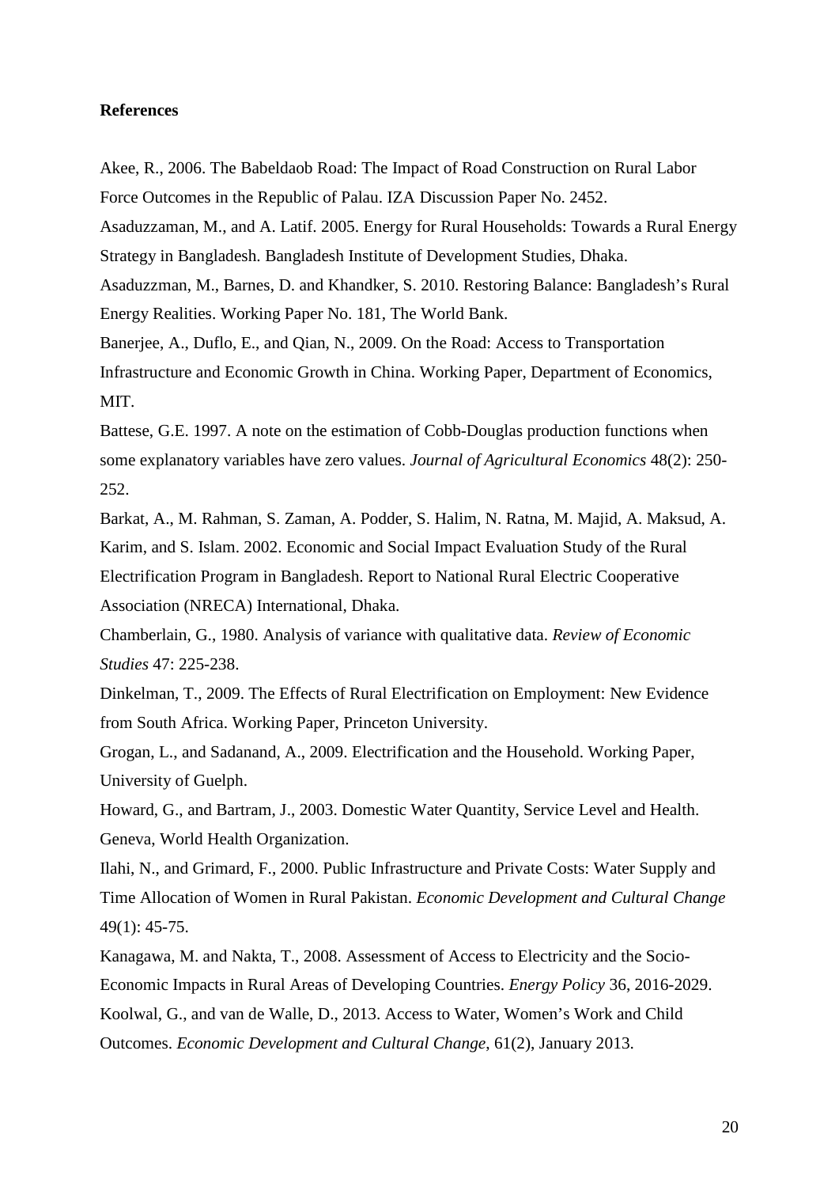**References**

Akee, R., 2006. The Babeldaob Road: The Impact of Road Construction on Rural Labor Force Outcomes in the Republic of Palau. IZA Discussion Paper No. 2452.

Asaduzzaman, M., and A. Latif. 2005. Energy for Rural Households: Towards a Rural Energy Strategy in Bangladesh. Bangladesh Institute of Development Studies, Dhaka.

Asaduzzman, M., Barnes, D. and Khandker, S. 2010. Restoring Balance: Bangladesh's Rural Energy Realities. Working Paper No. 181, The World Bank.

Banerjee, A., Duflo, E., and Qian, N., 2009. On the Road: Access to Transportation Infrastructure and Economic Growth in China. Working Paper, Department of Economics, MIT.

Battese, G.E. 1997. A note on the estimation of Cobb-Douglas production functions when some explanatory variables have zero values. *Journal of Agricultural Economics* 48(2): 250-252.

Barkat, A., M. Rahman, S. Zaman, A. Podder, S. Halim, N. Ratna, M. Majid, A. Maksud, A. Karim, and S. Islam. 2002. Economic and Social Impact Evaluation Study of the Rural Electrification Program in Bangladesh. Report to National Rural Electric Cooperative Association (NRECA) International, Dhaka.

Chamberlain, G., 1980. Analysis of variance with qualitative data. *Review of Economic Studies* 47: 225-238.

Dinkelman, T., 2009. The Effects of Rural Electrification on Employment: New Evidence from South Africa. Working Paper, Princeton University.

Grogan, L., and Sadanand, A., 2009. Electrification and the Household. Working Paper, University of Guelph.

Howard, G., and Bartram, J., 2003. Domestic Water Quantity, Service Level and Health. Geneva, World Health Organization.

Ilahi, N., and Grimard, F., 2000. Public Infrastructure and Private Costs: Water Supply and Time Allocation of Women in Rural Pakistan. *Economic Development and Cultural Change* 49(1): 45-75.

Kanagawa, M. and Nakta, T., 2008. Assessment of Access to Electricity and the Socio-Economic Impacts in Rural Areas of Developing Countries. *Energy Policy* 36, 2016-2029.

Koolwal, G., and van de Walle, D., 2013. Access to Water, Women's Work and Child Outcomes. *Economic Development and Cultural Change*, 61(2), January 2013.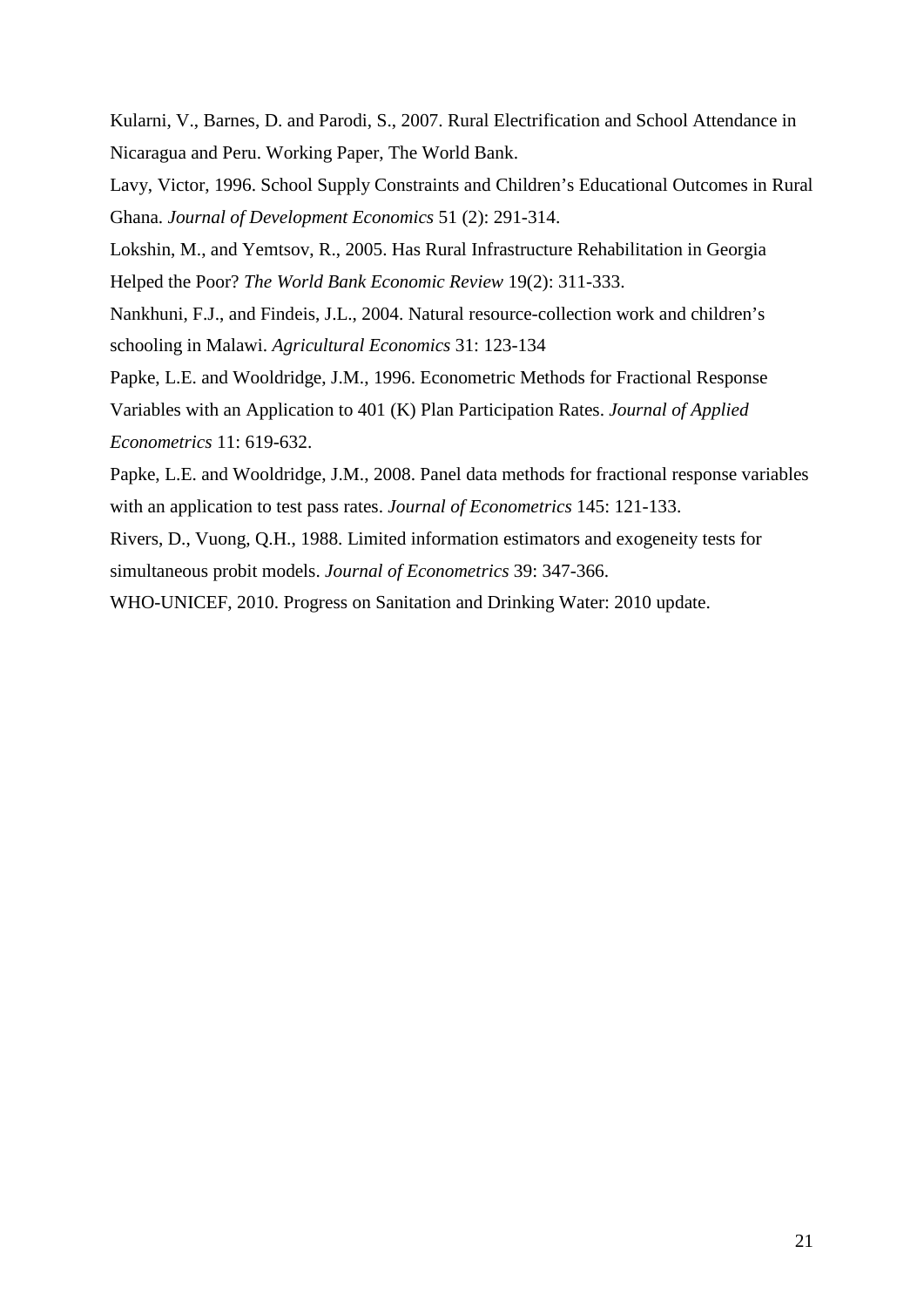Kularni, V., Barnes, D. and Parodi, S., 2007. Rural Electrification and School Attendance in Nicaragua and Peru. Working Paper, The World Bank.

Lavy, Victor, 1996. School Supply Constraints and Children's Educational Outcomes in Rural Ghana. *Journal of Development Economics* 51 (2): 291-314.

Lokshin, M., and Yemtsov, R., 2005. Has Rural Infrastructure Rehabilitation in Georgia Helped the Poor? *The World Bank Economic Review* 19(2): 311-333.

Nankhuni, F.J., and Findeis, J.L., 2004. Natural resource-collection work and children's schooling in Malawi. *Agricultural Economics* 31: 123-134

Papke, L.E. and Wooldridge, J.M., 1996. Econometric Methods for Fractional Response Variables with an Application to 401 (K) Plan Participation Rates. *Journal of Applied Econometrics* 11: 619-632.

Papke, L.E. and Wooldridge, J.M., 2008. Panel data methods for fractional response variables with an application to test pass rates. *Journal of Econometrics* 145: 121-133.

Rivers, D., Vuong, Q.H., 1988. Limited information estimators and exogeneity tests for simultaneous probit models. *Journal of Econometrics* 39: 347-366.

WHO-UNICEF, 2010. Progress on Sanitation and Drinking Water: 2010 update.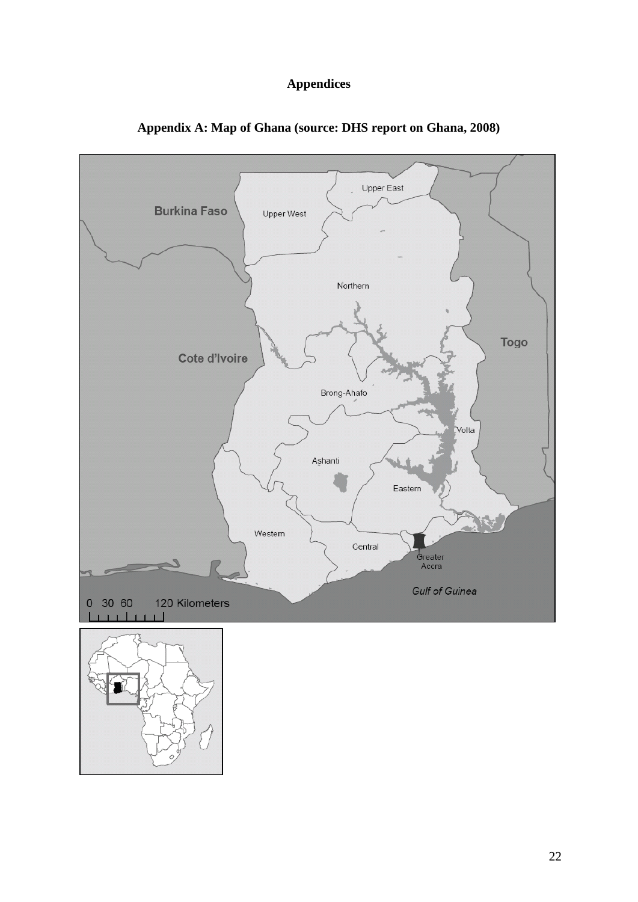# Appendices

## Appendix A: Map of Ghana (source: DHS report on Ghana, 2008)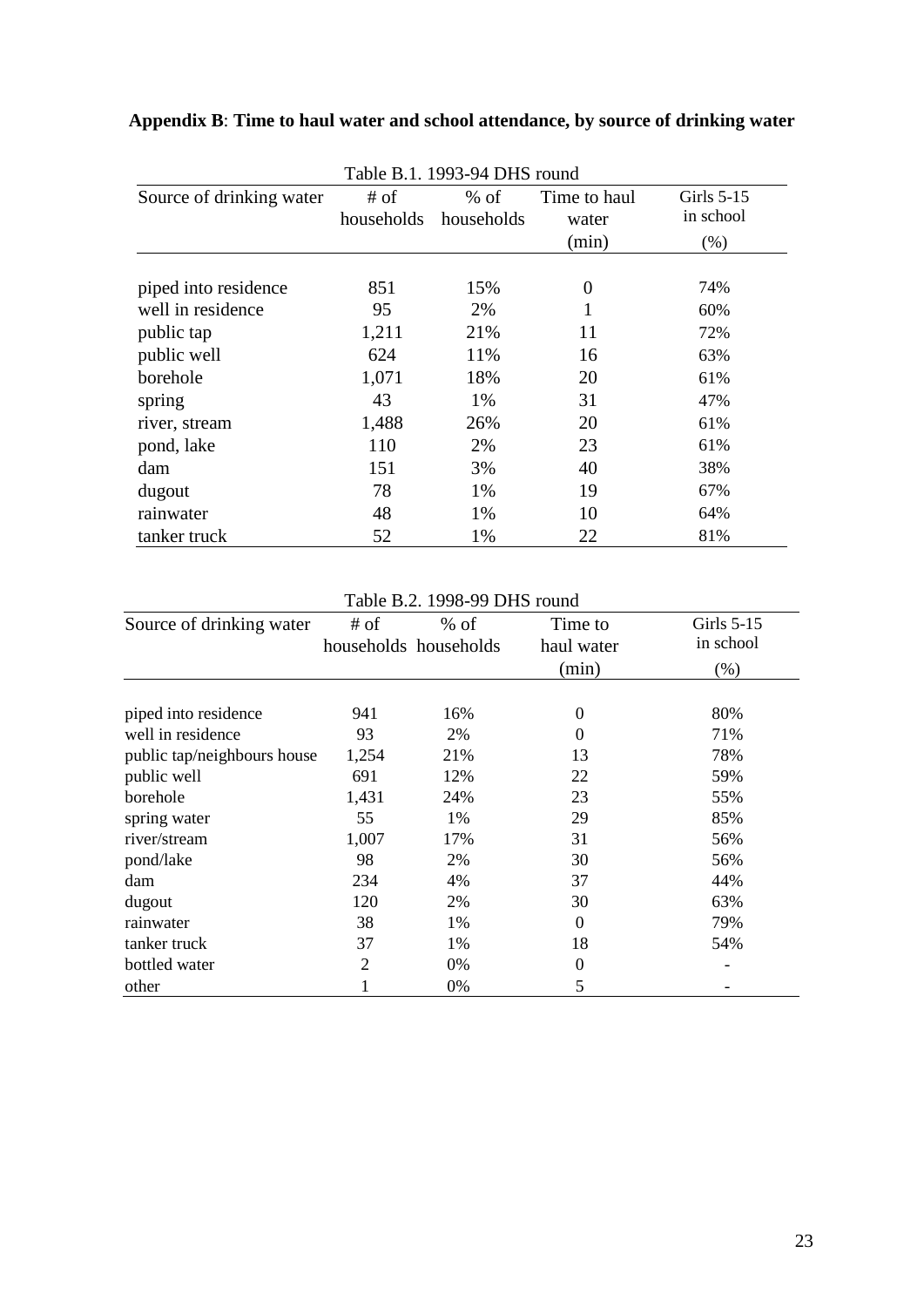**Appendix B**: **Time to haul water and school attendance, by source of drinking water**

Table B.1. 1993-94 DHS round

| Source of drinking water | # of households | % of households | Time to haul water (min) | Girls 5-15 in school (%) |
|---|---|---|---|---|
| piped into residence | 851 | 15% | 0 | 74% |
| well in residence | 95 | 2% | 1 | 60% |
| public tap | 1,211 | 21% | 11 | 72% |
| public well | 624 | 11% | 16 | 63% |
| borehole | 1,071 | 18% | 20 | 61% |
| spring | 43 | 1% | 31 | 47% |
| river, stream | 1,488 | 26% | 20 | 61% |
| pond, lake | 110 | 2% | 23 | 61% |
| dam | 151 | 3% | 40 | 38% |
| dugout | 78 | 1% | 19 | 67% |
| rainwater | 48 | 1% | 10 | 64% |
| tanker truck | 52 | 1% | 22 | 81% |

Table B.2. 1998-99 DHS round

| Source of drinking water | # of households | % of households | Time to haul water (min) | Girls 5-15 in school (%) |
|---|---|---|---|---|
| piped into residence | 941 | 16% | 0 | 80% |
| well in residence | 93 | 2% | 0 | 71% |
| public tap/neighbours house | 1,254 | 21% | 13 | 78% |
| public well | 691 | 12% | 22 | 59% |
| borehole | 1,431 | 24% | 23 | 55% |
| spring water | 55 | 1% | 29 | 85% |
| river/stream | 1,007 | 17% | 31 | 56% |
| pond/lake | 98 | 2% | 30 | 56% |
| dam | 234 | 4% | 37 | 44% |
| dugout | 120 | 2% | 30 | 63% |
| rainwater | 38 | 1% | 0 | 79% |
| tanker truck | 37 | 1% | 18 | 54% |
| bottled water | 2 | 0% | 0 | - |
| other | 1 | 0% | 5 | - |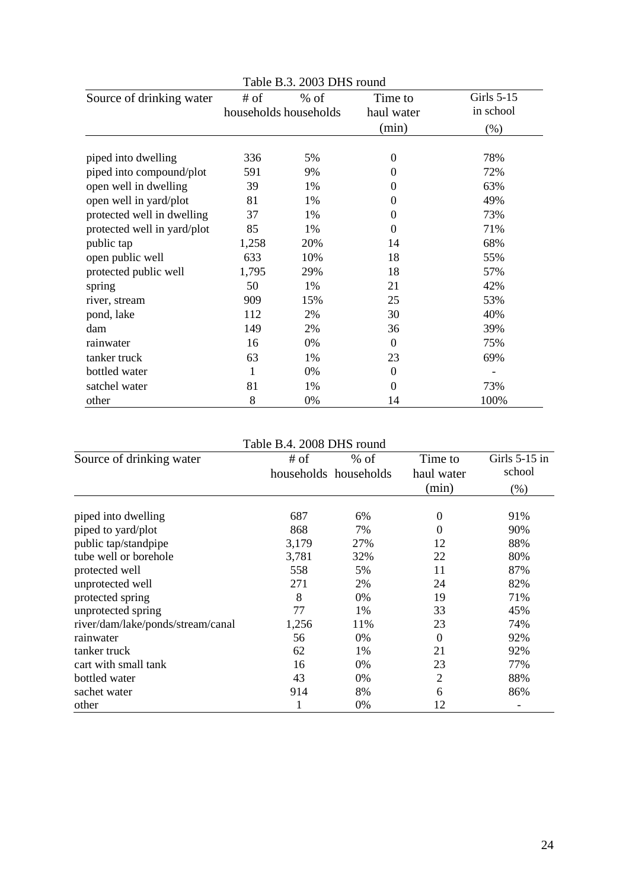Table B.3. 2003 DHS round

| Source of drinking water | # of households | % of households | Time to haul water (min) | Girls 5-15 in school (%) |
|---|---|---|---|---|
| piped into dwelling | 336 | 5% | 0 | 78% |
| piped into compound/plot | 591 | 9% | 0 | 72% |
| open well in dwelling | 39 | 1% | 0 | 63% |
| open well in yard/plot | 81 | 1% | 0 | 49% |
| protected well in dwelling | 37 | 1% | 0 | 73% |
| protected well in yard/plot | 85 | 1% | 0 | 71% |
| public tap | 1,258 | 20% | 14 | 68% |
| open public well | 633 | 10% | 18 | 55% |
| protected public well | 1,795 | 29% | 18 | 57% |
| spring | 50 | 1% | 21 | 42% |
| river, stream | 909 | 15% | 25 | 53% |
| pond, lake | 112 | 2% | 30 | 40% |
| dam | 149 | 2% | 36 | 39% |
| rainwater | 16 | 0% | 0 | 75% |
| tanker truck | 63 | 1% | 23 | 69% |
| bottled water | 1 | 0% | 0 | - |
| satchel water | 81 | 1% | 0 | 73% |
| other | 8 | 0% | 14 | 100% |

Table B.4. 2008 DHS round

| Source of drinking water | # of households | % of households | Time to haul water (min) | Girls 5-15 in school (%) |
|---|---|---|---|---|
| piped into dwelling | 687 | 6% | 0 | 91% |
| piped to yard/plot | 868 | 7% | 0 | 90% |
| public tap/standpipe | 3,179 | 27% | 12 | 88% |
| tube well or borehole | 3,781 | 32% | 22 | 80% |
| protected well | 558 | 5% | 11 | 87% |
| unprotected well | 271 | 2% | 24 | 82% |
| protected spring | 8 | 0% | 19 | 71% |
| unprotected spring | 77 | 1% | 33 | 45% |
| river/dam/lake/ponds/stream/canal | 1,256 | 11% | 23 | 74% |
| rainwater | 56 | 0% | 0 | 92% |
| tanker truck | 62 | 1% | 21 | 92% |
| cart with small tank | 16 | 0% | 23 | 77% |
| bottled water | 43 | 0% | 2 | 88% |
| sachet water | 914 | 8% | 6 | 86% |
| other | 1 | 0% | 12 | - |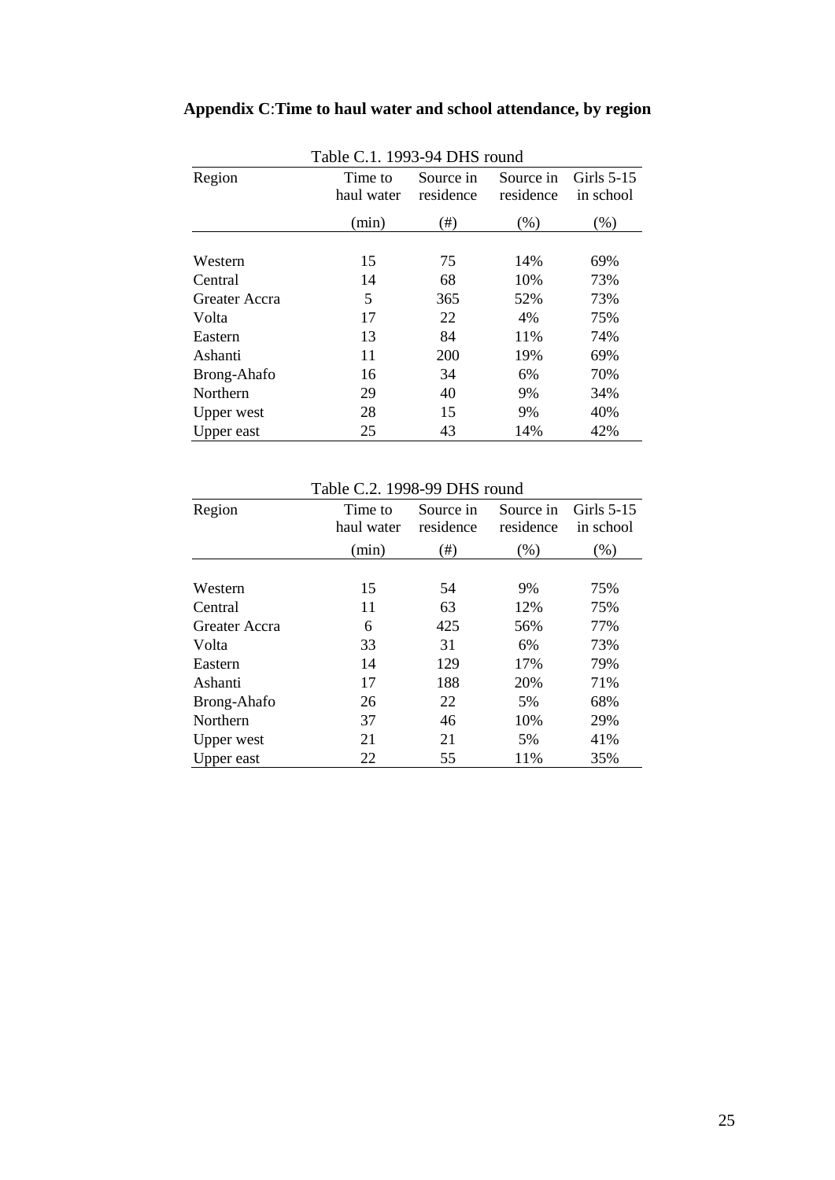## Appendix C: Time to haul water and school attendance, by region

Table C.1. 1993-94 DHS round

| Region | Time to haul water (min) | Source in residence (#) | Source in residence (%) | Girls 5-15 in school (%) |
|---|---|---|---|---|
| Western | 15 | 75 | 14% | 69% |
| Central | 14 | 68 | 10% | 73% |
| Greater Accra | 5 | 365 | 52% | 73% |
| Volta | 17 | 22 | 4% | 75% |
| Eastern | 13 | 84 | 11% | 74% |
| Ashanti | 11 | 200 | 19% | 69% |
| Brong-Ahafo | 16 | 34 | 6% | 70% |
| Northern | 29 | 40 | 9% | 34% |
| Upper west | 28 | 15 | 9% | 40% |
| Upper east | 25 | 43 | 14% | 42% |

Table C.2. 1998-99 DHS round

| Region | Time to haul water (min) | Source in residence (#) | Source in residence (%) | Girls 5-15 in school (%) |
|---|---|---|---|---|
| Western | 15 | 54 | 9% | 75% |
| Central | 11 | 63 | 12% | 75% |
| Greater Accra | 6 | 425 | 56% | 77% |
| Volta | 33 | 31 | 6% | 73% |
| Eastern | 14 | 129 | 17% | 79% |
| Ashanti | 17 | 188 | 20% | 71% |
| Brong-Ahafo | 26 | 22 | 5% | 68% |
| Northern | 37 | 46 | 10% | 29% |
| Upper west | 21 | 21 | 5% | 41% |
| Upper east | 22 | 55 | 11% | 35% |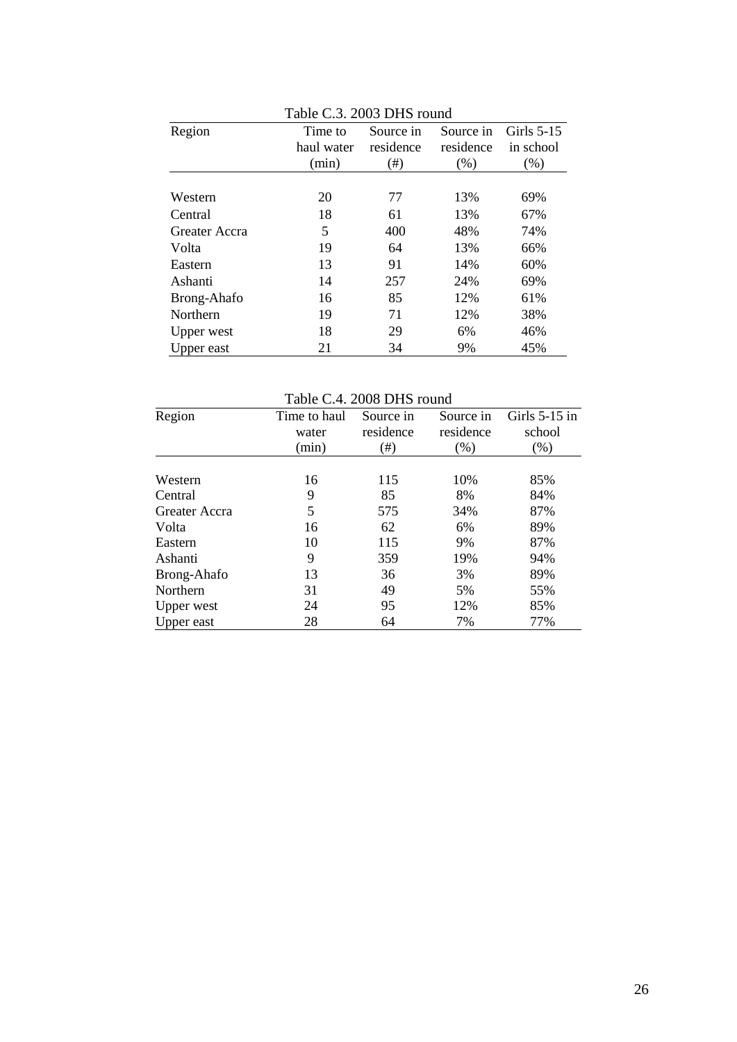Table C.3. 2003 DHS round

| Region | Time to haul water (min) | Source in residence (#) | Source in residence (%) | Girls 5-15 in school (%) |
|---|---|---|---|---|
| Western | 20 | 77 | 13% | 69% |
| Central | 18 | 61 | 13% | 67% |
| Greater Accra | 5 | 400 | 48% | 74% |
| Volta | 19 | 64 | 13% | 66% |
| Eastern | 13 | 91 | 14% | 60% |
| Ashanti | 14 | 257 | 24% | 69% |
| Brong-Ahafo | 16 | 85 | 12% | 61% |
| Northern | 19 | 71 | 12% | 38% |
| Upper west | 18 | 29 | 6% | 46% |
| Upper east | 21 | 34 | 9% | 45% |

Table C.4. 2008 DHS round

| Region | Time to haul water (min) | Source in residence (#) | Source in residence (%) | Girls 5-15 in school (%) |
|---|---|---|---|---|
| Western | 16 | 115 | 10% | 85% |
| Central | 9 | 85 | 8% | 84% |
| Greater Accra | 5 | 575 | 34% | 87% |
| Volta | 16 | 62 | 6% | 89% |
| Eastern | 10 | 115 | 9% | 87% |
| Ashanti | 9 | 359 | 19% | 94% |
| Brong-Ahafo | 13 | 36 | 3% | 89% |
| Northern | 31 | 49 | 5% | 55% |
| Upper west | 24 | 95 | 12% | 85% |
| Upper east | 28 | 64 | 7% | 77% |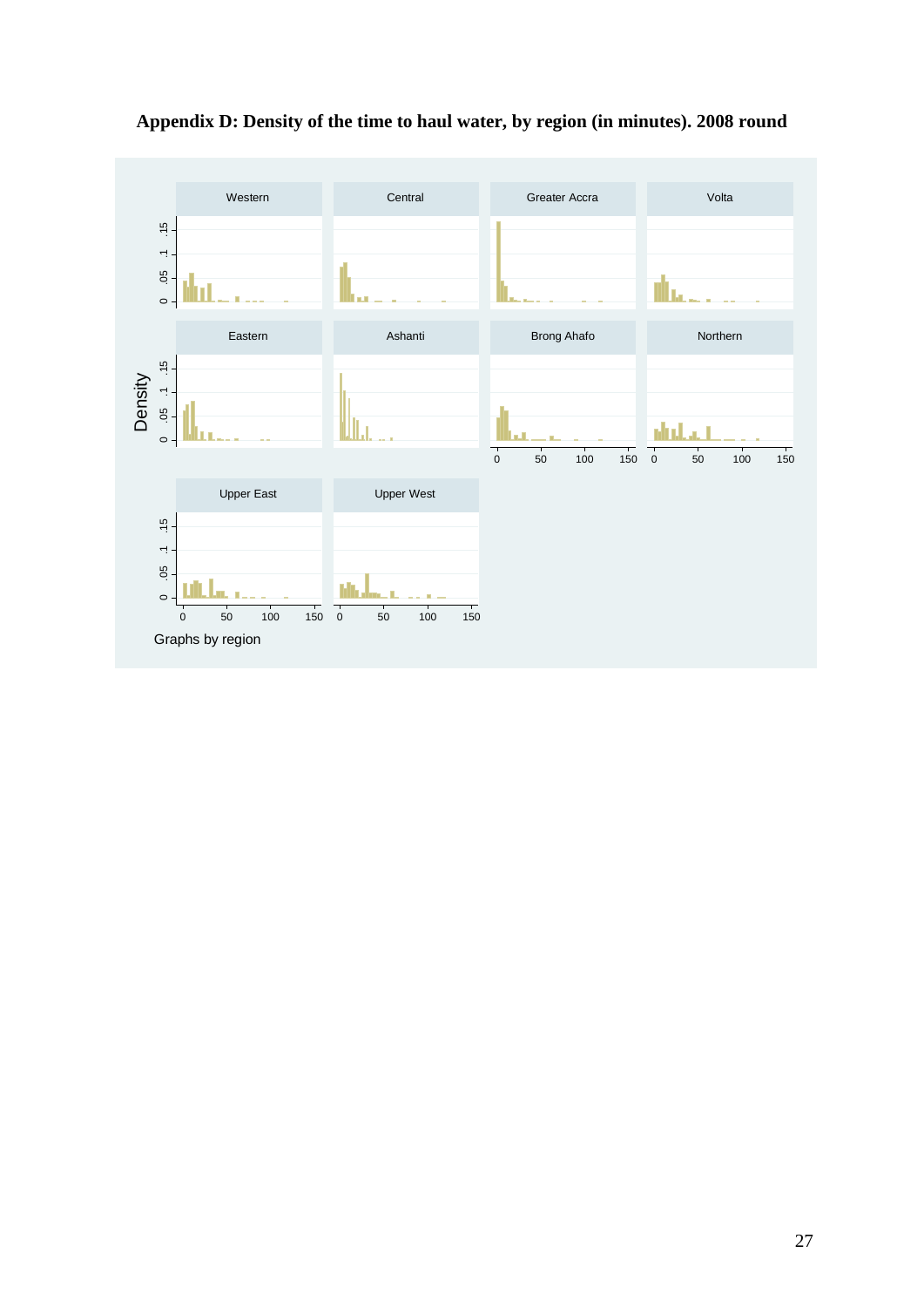**Appendix D: Density of the time to haul water, by region (in minutes). 2008 round**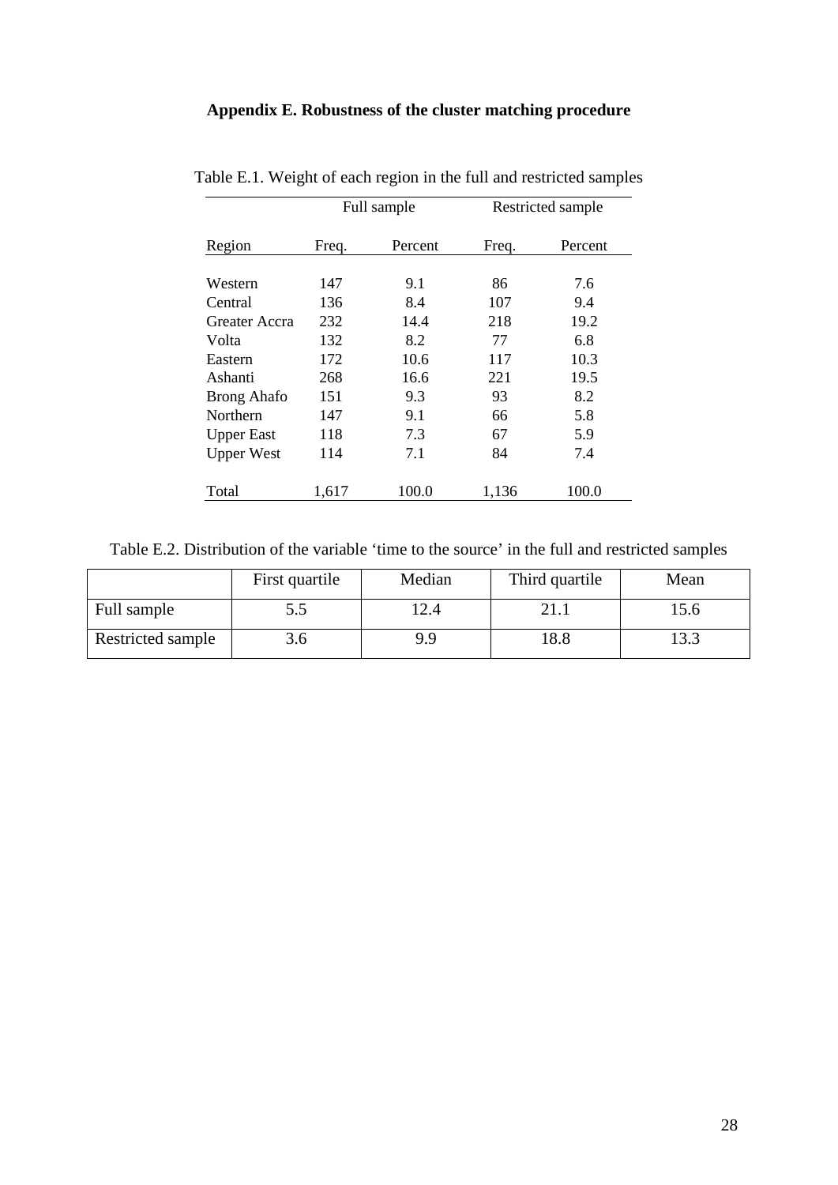## Appendix E. Robustness of the cluster matching procedure

Table E.1. Weight of each region in the full and restricted samples

| | Full sample | | Restricted sample | |
|---|---|---|---|---|
| Region | Freq. | Percent | Freq. | Percent |
| Western | 147 | 9.1 | 86 | 7.6 |
| Central | 136 | 8.4 | 107 | 9.4 |
| Greater Accra | 232 | 14.4 | 218 | 19.2 |
| Volta | 132 | 8.2 | 77 | 6.8 |
| Eastern | 172 | 10.6 | 117 | 10.3 |
| Ashanti | 268 | 16.6 | 221 | 19.5 |
| Brong Ahafo | 151 | 9.3 | 93 | 8.2 |
| Northern | 147 | 9.1 | 66 | 5.8 |
| Upper East | 118 | 7.3 | 67 | 5.9 |
| Upper West | 114 | 7.1 | 84 | 7.4 |
| Total | 1,617 | 100.0 | 1,136 | 100.0 |

Table E.2. Distribution of the variable 'time to the source' in the full and restricted samples

| | First quartile | Median | Third quartile | Mean |
|---|---|---|---|---|
| Full sample | 5.5 | 12.4 | 21.1 | 15.6 |
| Restricted sample | 3.6 | 9.9 | 18.8 | 13.3 |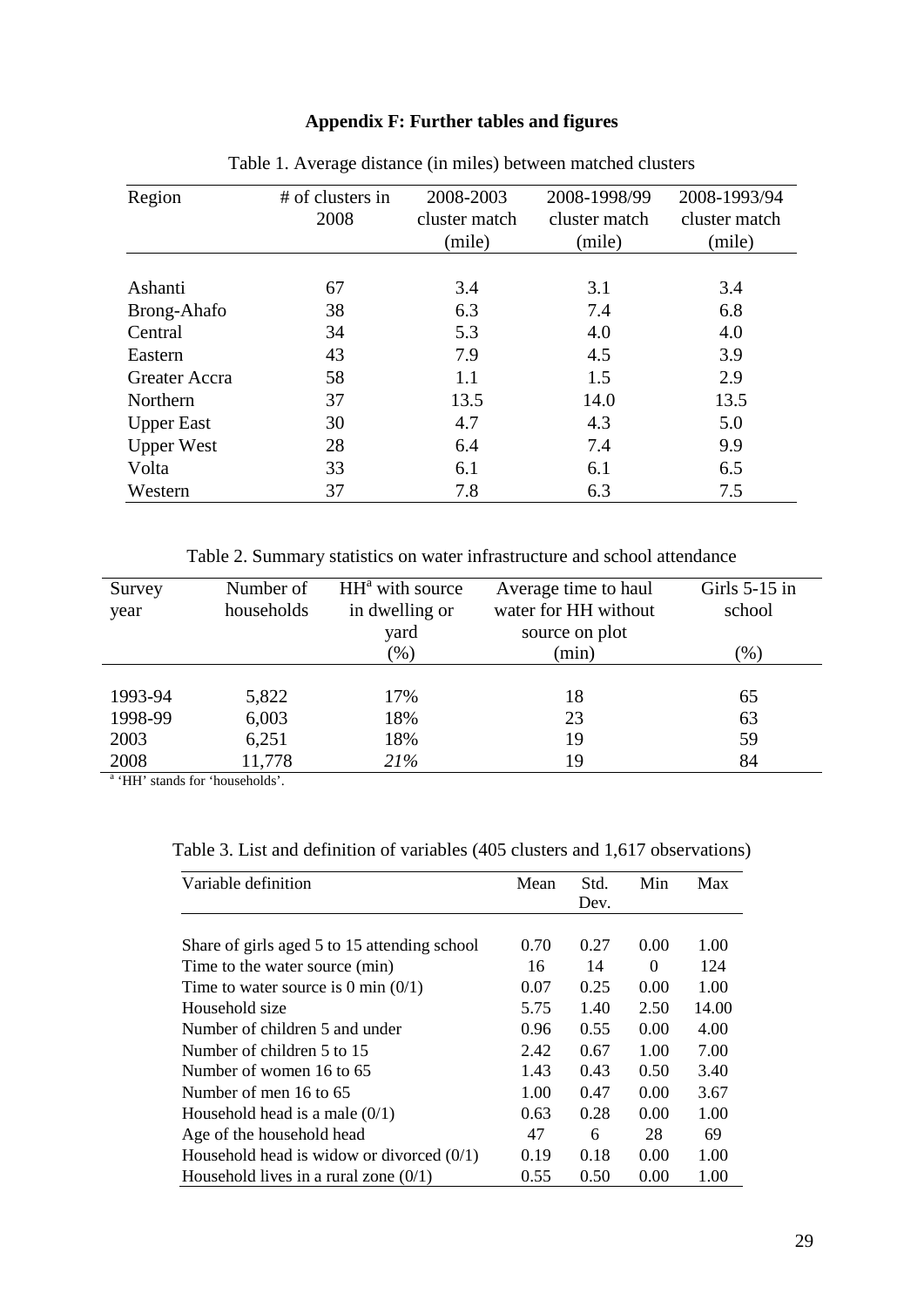**Appendix F: Further tables and figures**

Table 1. Average distance (in miles) between matched clusters

| Region | # of clusters in 2008 | 2008-2003 cluster match (mile) | 2008-1998/99 cluster match (mile) | 2008-1993/94 cluster match (mile) |
|---|---|---|---|---|
| Ashanti | 67 | 3.4 | 3.1 | 3.4 |
| Brong-Ahafo | 38 | 6.3 | 7.4 | 6.8 |
| Central | 34 | 5.3 | 4.0 | 4.0 |
| Eastern | 43 | 7.9 | 4.5 | 3.9 |
| Greater Accra | 58 | 1.1 | 1.5 | 2.9 |
| Northern | 37 | 13.5 | 14.0 | 13.5 |
| Upper East | 30 | 4.7 | 4.3 | 5.0 |
| Upper West | 28 | 6.4 | 7.4 | 9.9 |
| Volta | 33 | 6.1 | 6.1 | 6.5 |
| Western | 37 | 7.8 | 6.3 | 7.5 |

Table 2. Summary statistics on water infrastructure and school attendance

| Survey year | Number of households | HH[a] with source in dwelling or yard (%) | Average time to haul water for HH without source on plot (min) | Girls 5-15 in school (%) |
|---|---|---|---|---|
| 1993-94 | 5,822 | 17% | 18 | 65 |
| 1998-99 | 6,003 | 18% | 23 | 63 |
| 2003 | 6,251 | 18% | 19 | 59 |
| 2008 | 11,778 | *21%* | 19 | 84 |

[a] 'HH' stands for 'households'.

Table 3. List and definition of variables (405 clusters and 1,617 observations)

| Variable definition | Mean | Std. Dev. | Min | Max |
|---|---|---|---|---|
| Share of girls aged 5 to 15 attending school | 0.70 | 0.27 | 0.00 | 1.00 |
| Time to the water source (min) | 16 | 14 | 0 | 124 |
| Time to water source is 0 min (0/1) | 0.07 | 0.25 | 0.00 | 1.00 |
| Household size | 5.75 | 1.40 | 2.50 | 14.00 |
| Number of children 5 and under | 0.96 | 0.55 | 0.00 | 4.00 |
| Number of children 5 to 15 | 2.42 | 0.67 | 1.00 | 7.00 |
| Number of women 16 to 65 | 1.43 | 0.43 | 0.50 | 3.40 |
| Number of men 16 to 65 | 1.00 | 0.47 | 0.00 | 3.67 |
| Household head is a male (0/1) | 0.63 | 0.28 | 0.00 | 1.00 |
| Age of the household head | 47 | 6 | 28 | 69 |
| Household head is widow or divorced (0/1) | 0.19 | 0.18 | 0.00 | 1.00 |
| Household lives in a rural zone (0/1) | 0.55 | 0.50 | 0.00 | 1.00 |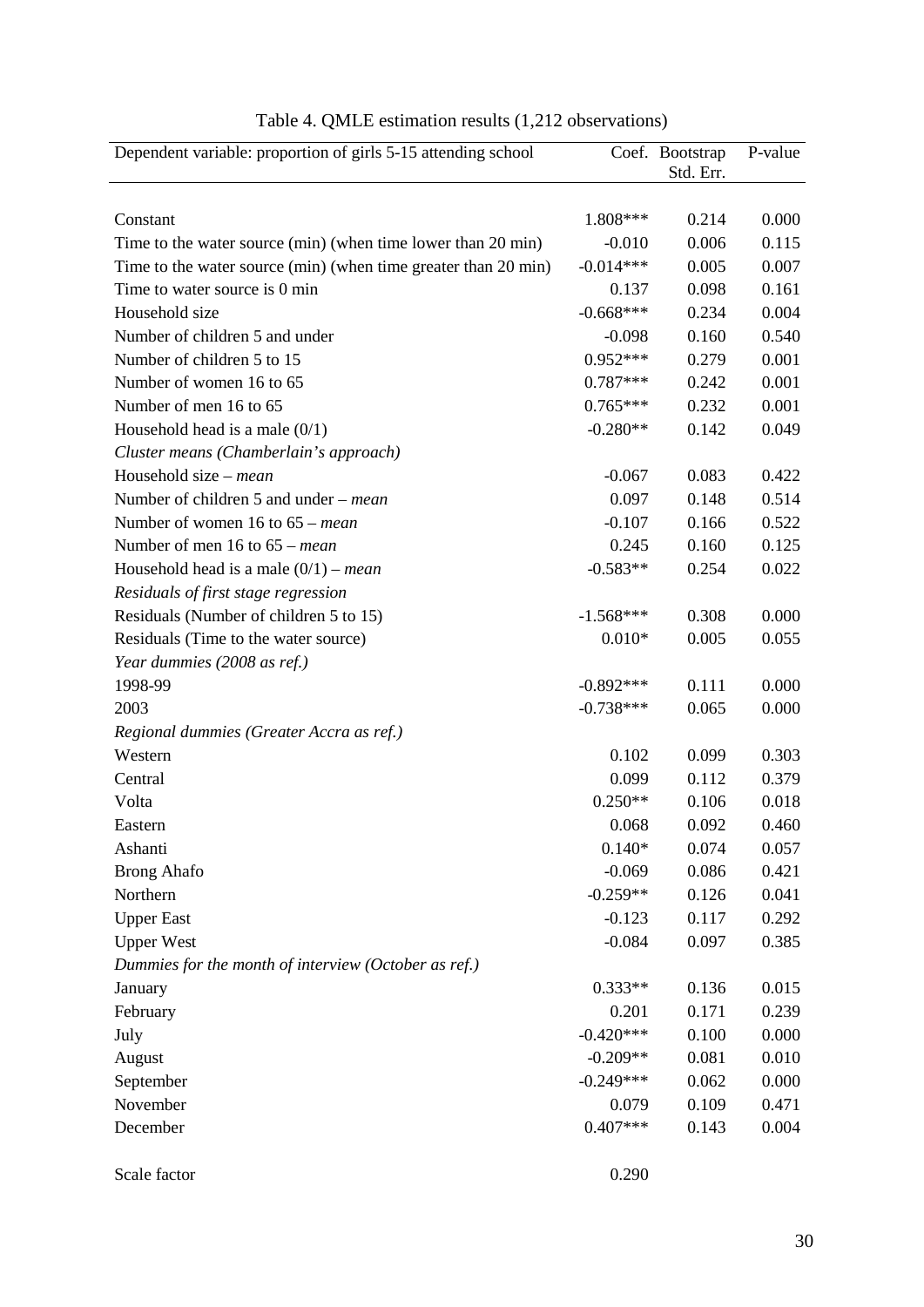Table 4. QMLE estimation results (1,212 observations)

| Dependent variable: proportion of girls 5-15 attending school | Coef. | Bootstrap Std. Err. | P-value |
|---|---|---|---|
| Constant | 1.808*** | 0.214 | 0.000 |
| Time to the water source (min) (when time lower than 20 min) | -0.010 | 0.006 | 0.115 |
| Time to the water source (min) (when time greater than 20 min) | -0.014*** | 0.005 | 0.007 |
| Time to water source is 0 min | 0.137 | 0.098 | 0.161 |
| Household size | -0.668*** | 0.234 | 0.004 |
| Number of children 5 and under | -0.098 | 0.160 | 0.540 |
| Number of children 5 to 15 | 0.952*** | 0.279 | 0.001 |
| Number of women 16 to 65 | 0.787*** | 0.242 | 0.001 |
| Number of men 16 to 65 | 0.765*** | 0.232 | 0.001 |
| Household head is a male (0/1) | -0.280** | 0.142 | 0.049 |
| *Cluster means (Chamberlain's approach)* | | | |
| Household size – *mean* | -0.067 | 0.083 | 0.422 |
| Number of children 5 and under – *mean* | 0.097 | 0.148 | 0.514 |
| Number of women 16 to 65 – *mean* | -0.107 | 0.166 | 0.522 |
| Number of men 16 to 65 – *mean* | 0.245 | 0.160 | 0.125 |
| Household head is a male (0/1) – *mean* | -0.583** | 0.254 | 0.022 |
| *Residuals of first stage regression* | | | |
| Residuals (Number of children 5 to 15) | -1.568*** | 0.308 | 0.000 |
| Residuals (Time to the water source) | 0.010* | 0.005 | 0.055 |
| *Year dummies (2008 as ref.)* | | | |
| 1998-99 | -0.892*** | 0.111 | 0.000 |
| 2003 | -0.738*** | 0.065 | 0.000 |
| *Regional dummies (Greater Accra as ref.)* | | | |
| Western | 0.102 | 0.099 | 0.303 |
| Central | 0.099 | 0.112 | 0.379 |
| Volta | 0.250** | 0.106 | 0.018 |
| Eastern | 0.068 | 0.092 | 0.460 |
| Ashanti | 0.140* | 0.074 | 0.057 |
| Brong Ahafo | -0.069 | 0.086 | 0.421 |
| Northern | -0.259** | 0.126 | 0.041 |
| Upper East | -0.123 | 0.117 | 0.292 |
| Upper West | -0.084 | 0.097 | 0.385 |
| *Dummies for the month of interview (October as ref.)* | | | |
| January | 0.333** | 0.136 | 0.015 |
| February | 0.201 | 0.171 | 0.239 |
| July | -0.420*** | 0.100 | 0.000 |
| August | -0.209** | 0.081 | 0.010 |
| September | -0.249*** | 0.062 | 0.000 |
| November | 0.079 | 0.109 | 0.471 |
| December | 0.407*** | 0.143 | 0.004 |
| | | | |
| Scale factor | 0.290 | | |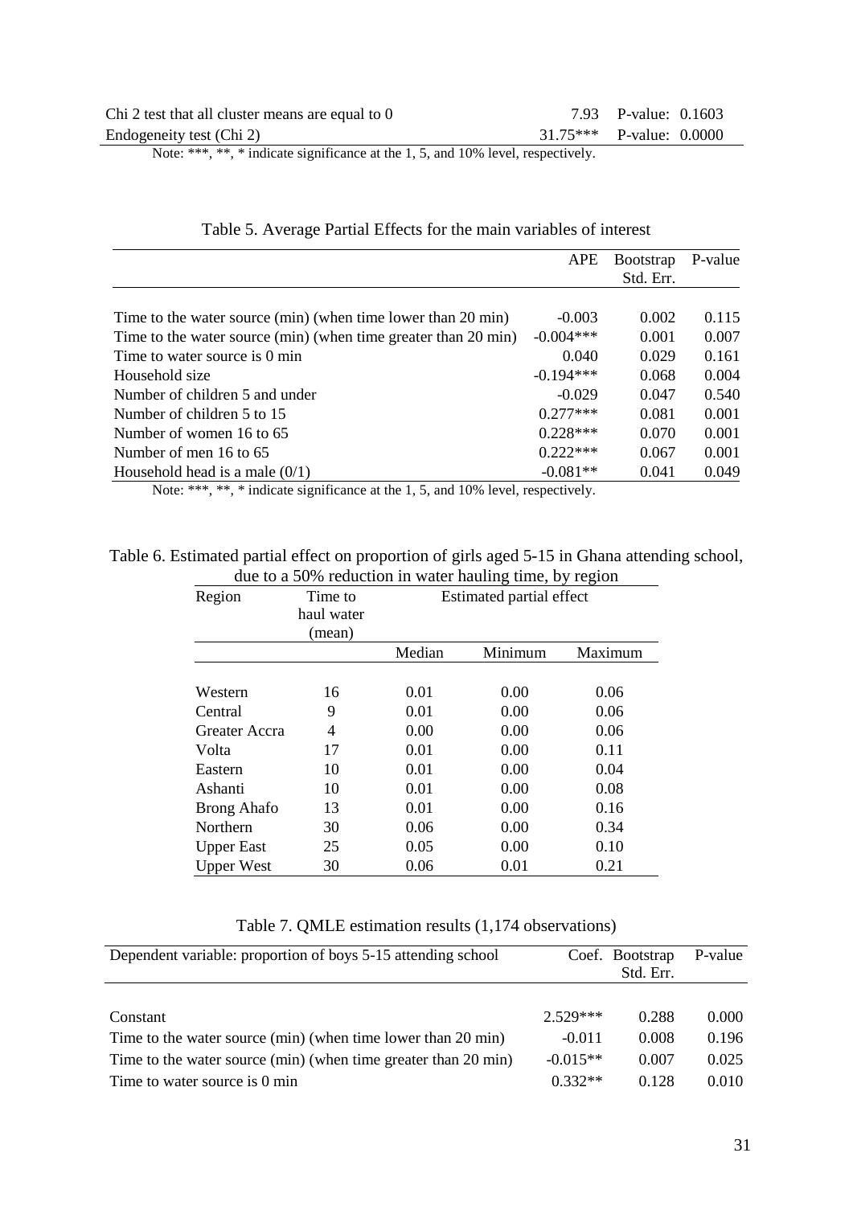| | | |
|---|---|---|
| Chi 2 test that all cluster means are equal to 0 | 7.93 | P-value: 0.1603 |
| Endogeneity test (Chi 2) | 31.75*** | P-value: 0.0000 |

Note: ***, **, * indicate significance at the 1, 5, and 10% level, respectively.

Table 5. Average Partial Effects for the main variables of interest

| | APE | Bootstrap Std. Err. | P-value |
|---|---|---|---|
| Time to the water source (min) (when time lower than 20 min) | -0.003 | 0.002 | 0.115 |
| Time to the water source (min) (when time greater than 20 min) | -0.004*** | 0.001 | 0.007 |
| Time to water source is 0 min | 0.040 | 0.029 | 0.161 |
| Household size | -0.194*** | 0.068 | 0.004 |
| Number of children 5 and under | -0.029 | 0.047 | 0.540 |
| Number of children 5 to 15 | 0.277*** | 0.081 | 0.001 |
| Number of women 16 to 65 | 0.228*** | 0.070 | 0.001 |
| Number of men 16 to 65 | 0.222*** | 0.067 | 0.001 |
| Household head is a male (0/1) | -0.081** | 0.041 | 0.049 |

Note: ***, **, * indicate significance at the 1, 5, and 10% level, respectively.

Table 6. Estimated partial effect on proportion of girls aged 5-15 in Ghana attending school, due to a 50% reduction in water hauling time, by region

| Region | Time to haul water (mean) | Estimated partial effect | | |
|---|---|---|---|---|
| | | Median | Minimum | Maximum |
| Western | 16 | 0.01 | 0.00 | 0.06 |
| Central | 9 | 0.01 | 0.00 | 0.06 |
| Greater Accra | 4 | 0.00 | 0.00 | 0.06 |
| Volta | 17 | 0.01 | 0.00 | 0.11 |
| Eastern | 10 | 0.01 | 0.00 | 0.04 |
| Ashanti | 10 | 0.01 | 0.00 | 0.08 |
| Brong Ahafo | 13 | 0.01 | 0.00 | 0.16 |
| Northern | 30 | 0.06 | 0.00 | 0.34 |
| Upper East | 25 | 0.05 | 0.00 | 0.10 |
| Upper West | 30 | 0.06 | 0.01 | 0.21 |

Table 7. QMLE estimation results (1,174 observations)

| Dependent variable: proportion of boys 5-15 attending school | Coef. | Bootstrap Std. Err. | P-value |
|---|---|---|---|
| Constant | 2.529*** | 0.288 | 0.000 |
| Time to the water source (min) (when time lower than 20 min) | -0.011 | 0.008 | 0.196 |
| Time to the water source (min) (when time greater than 20 min) | -0.015** | 0.007 | 0.025 |
| Time to water source is 0 min | 0.332** | 0.128 | 0.010 |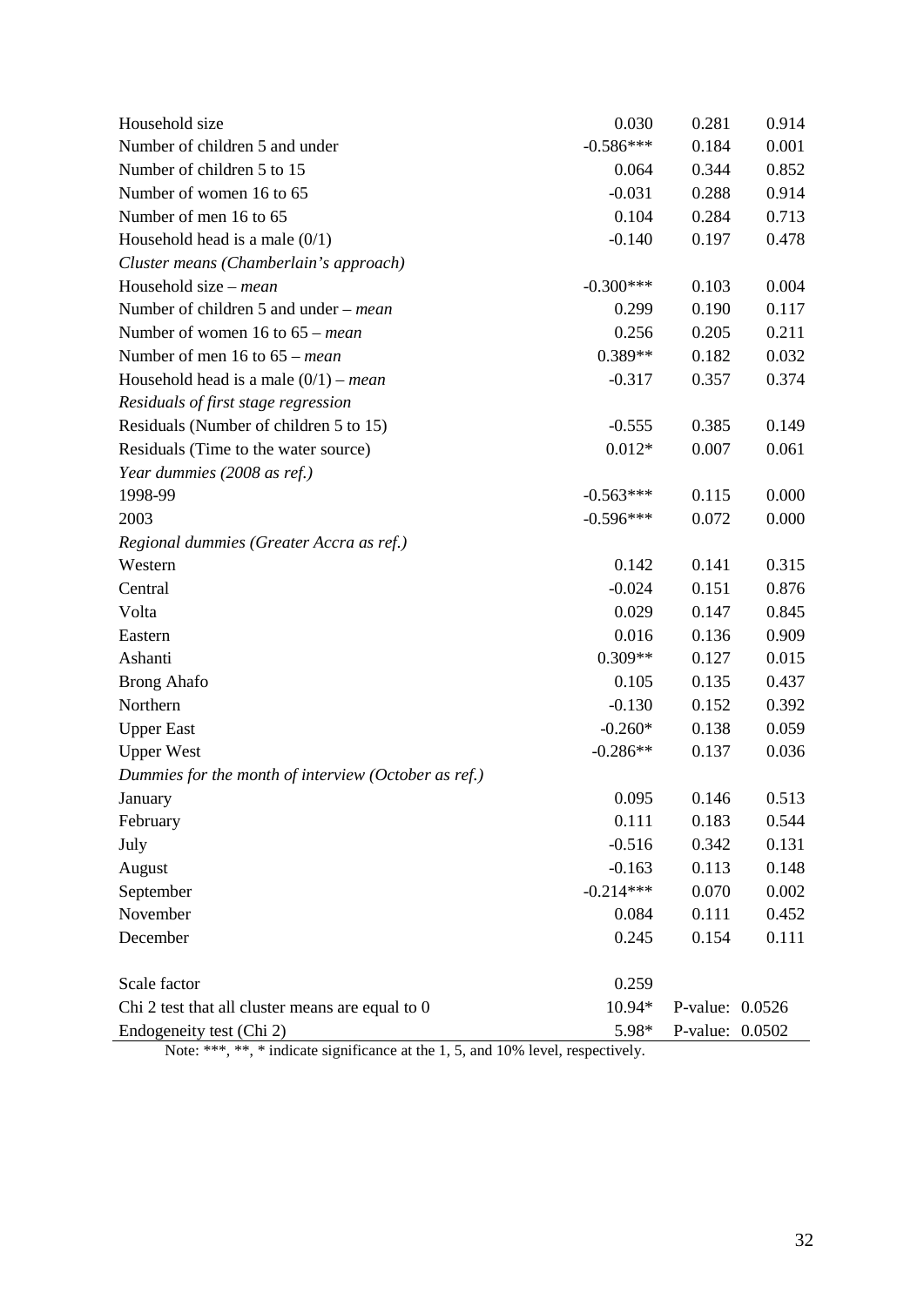| | | | |
|---|---|---|---|
| Household size | 0.030 | 0.281 | 0.914 |
| Number of children 5 and under | -0.586*** | 0.184 | 0.001 |
| Number of children 5 to 15 | 0.064 | 0.344 | 0.852 |
| Number of women 16 to 65 | -0.031 | 0.288 | 0.914 |
| Number of men 16 to 65 | 0.104 | 0.284 | 0.713 |
| Household head is a male (0/1) | -0.140 | 0.197 | 0.478 |
| *Cluster means (Chamberlain's approach)* | | | |
| Household size – *mean* | -0.300*** | 0.103 | 0.004 |
| Number of children 5 and under – *mean* | 0.299 | 0.190 | 0.117 |
| Number of women 16 to 65 – *mean* | 0.256 | 0.205 | 0.211 |
| Number of men 16 to 65 – *mean* | 0.389** | 0.182 | 0.032 |
| Household head is a male (0/1) – *mean* | -0.317 | 0.357 | 0.374 |
| *Residuals of first stage regression* | | | |
| Residuals (Number of children 5 to 15) | -0.555 | 0.385 | 0.149 |
| Residuals (Time to the water source) | 0.012* | 0.007 | 0.061 |
| *Year dummies (2008 as ref.)* | | | |
| 1998-99 | -0.563*** | 0.115 | 0.000 |
| 2003 | -0.596*** | 0.072 | 0.000 |
| *Regional dummies (Greater Accra as ref.)* | | | |
| Western | 0.142 | 0.141 | 0.315 |
| Central | -0.024 | 0.151 | 0.876 |
| Volta | 0.029 | 0.147 | 0.845 |
| Eastern | 0.016 | 0.136 | 0.909 |
| Ashanti | 0.309** | 0.127 | 0.015 |
| Brong Ahafo | 0.105 | 0.135 | 0.437 |
| Northern | -0.130 | 0.152 | 0.392 |
| Upper East | -0.260* | 0.138 | 0.059 |
| Upper West | -0.286** | 0.137 | 0.036 |
| *Dummies for the month of interview (October as ref.)* | | | |
| January | 0.095 | 0.146 | 0.513 |
| February | 0.111 | 0.183 | 0.544 |
| July | -0.516 | 0.342 | 0.131 |
| August | -0.163 | 0.113 | 0.148 |
| September | -0.214*** | 0.070 | 0.002 |
| November | 0.084 | 0.111 | 0.452 |
| December | 0.245 | 0.154 | 0.111 |
| | | | |
| Scale factor | 0.259 | | |
| Chi 2 test that all cluster means are equal to 0 | 10.94* | P-value: | 0.0526 |
| Endogeneity test (Chi 2) | 5.98* | P-value: | 0.0502 |

Note: ***, **, * indicate significance at the 1, 5, and 10% level, respectively.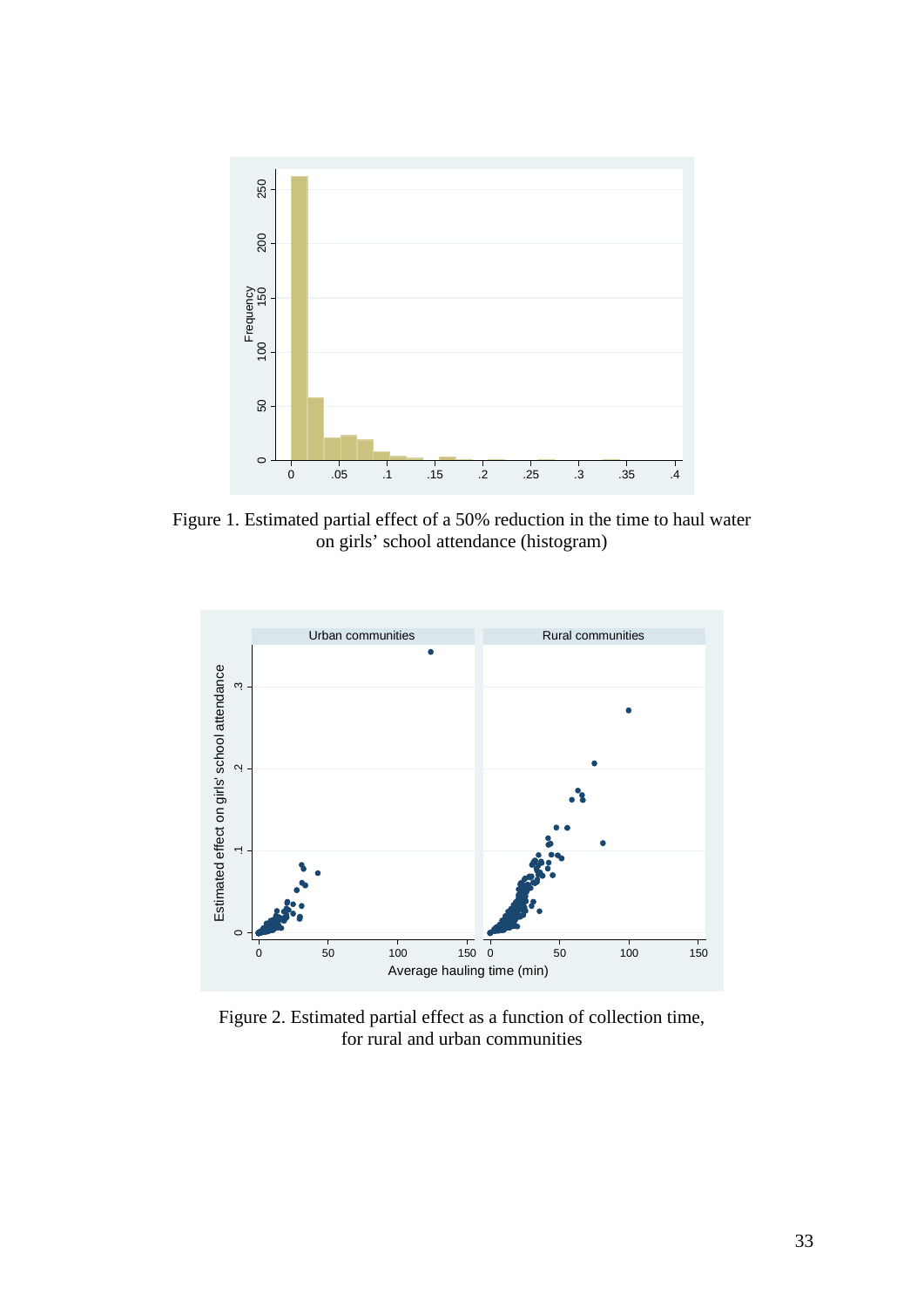Frequency
250
200
150
100
50
0
0
.05
.1
.15
.2
.25
.3
.35
.4

Figure 1. Estimated partial effect of a 50% reduction in the time to haul water on girls' school attendance (histogram)

Urban communities
Rural communities
Estimated effect on girls' school attendance
0
.1
.2
.3
0
50
100
150
0
50
100
150
Average hauling time (min)

Figure 2. Estimated partial effect as a function of collection time, for rural and urban communities